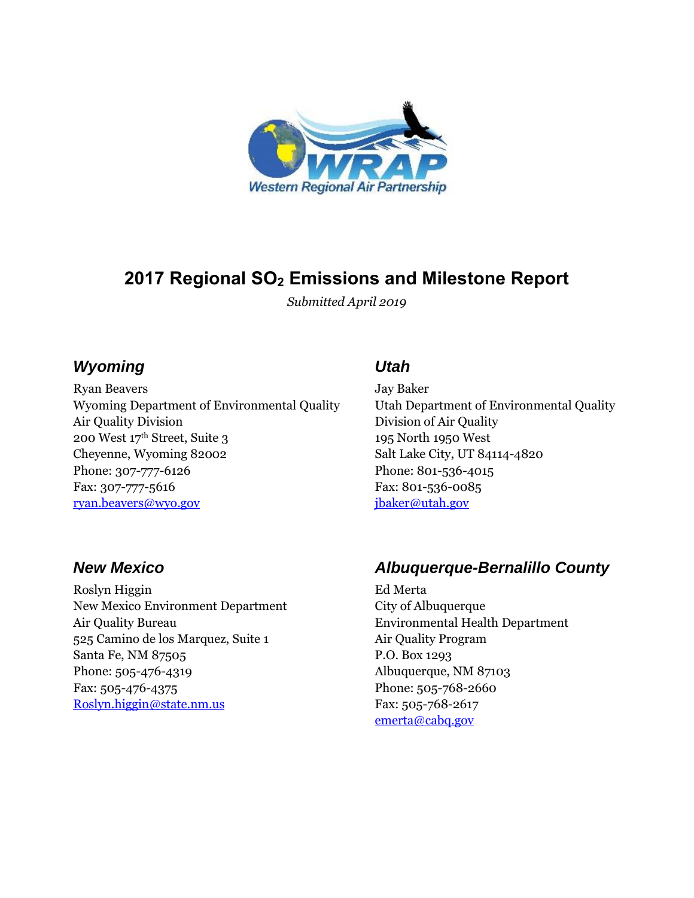# 2017 Regional $SO_2$ Emissions and Milestone Report

*Submitted April 2019*

### *Wyoming*

Ryan Beavers
Wyoming Department of Environmental Quality
Air Quality Division
200 West 17th Street, Suite 3
Cheyenne, Wyoming 82002
Phone: 307-777-6126
Fax: 307-777-5616
ryan.beavers@wyo.gov

### *Utah*

Jay Baker
Utah Department of Environmental Quality
Division of Air Quality
195 North 1950 West
Salt Lake City, UT 84114-4820
Phone: 801-536-4015
Fax: 801-536-0085
jbaker@utah.gov

### *New Mexico*

Roslyn Higgin
New Mexico Environment Department
Air Quality Bureau
525 Camino de los Marquez, Suite 1
Santa Fe, NM 87505
Phone: 505-476-4319
Fax: 505-476-4375
Roslyn.higgin@state.nm.us

### *Albuquerque-Bernalillo County*

Ed Merta
City of Albuquerque
Environmental Health Department
Air Quality Program
P.O. Box 1293
Albuquerque, NM 87103
Phone: 505-768-2660
Fax: 505-768-2617
emerta@cabq.gov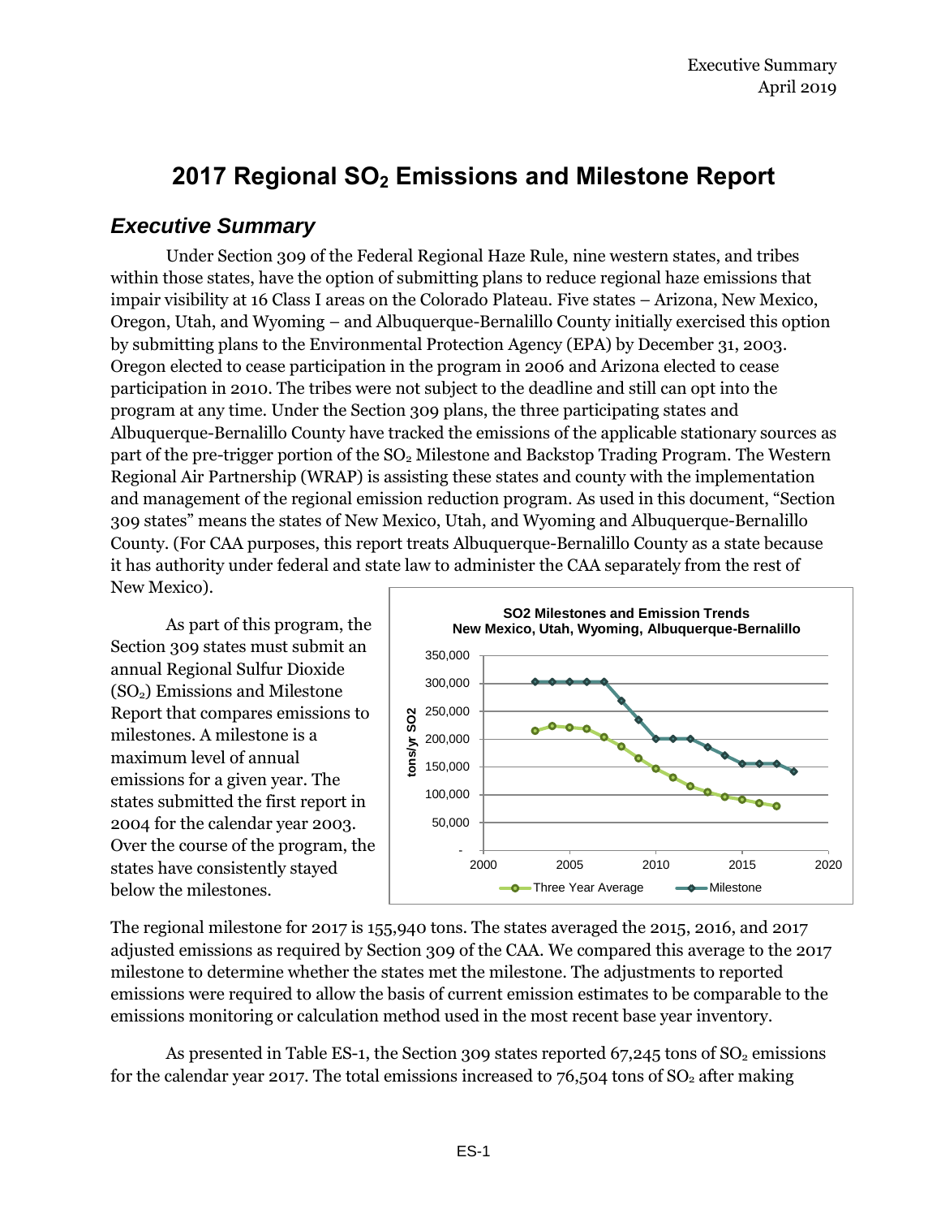# 2017 Regional $SO_2$ Emissions and Milestone Report

## *Executive Summary*

Under Section 309 of the Federal Regional Haze Rule, nine western states, and tribes within those states, have the option of submitting plans to reduce regional haze emissions that impair visibility at 16 Class I areas on the Colorado Plateau. Five states – Arizona, New Mexico, Oregon, Utah, and Wyoming – and Albuquerque-Bernalillo County initially exercised this option by submitting plans to the Environmental Protection Agency (EPA) by December 31, 2003. Oregon elected to cease participation in the program in 2006 and Arizona elected to cease participation in 2010. The tribes were not subject to the deadline and still can opt into the program at any time. Under the Section 309 plans, the three participating states and Albuquerque-Bernalillo County have tracked the emissions of the applicable stationary sources as part of the pre-trigger portion of the $SO_2$ Milestone and Backstop Trading Program. The Western Regional Air Partnership (WRAP) is assisting these states and county with the implementation and management of the regional emission reduction program. As used in this document, "Section 309 states" means the states of New Mexico, Utah, and Wyoming and Albuquerque-Bernalillo County. (For CAA purposes, this report treats Albuquerque-Bernalillo County as a state because it has authority under federal and state law to administer the CAA separately from the rest of New Mexico).

As part of this program, the Section 309 states must submit an annual Regional Sulfur Dioxide ($SO_2$) Emissions and Milestone Report that compares emissions to milestones. A milestone is a maximum level of annual emissions for a given year. The states submitted the first report in 2004 for the calendar year 2003. Over the course of the program, the states have consistently stayed below the milestones.

**SO2 Milestones and Emission Trends**
**New Mexico, Utah, Wyoming, Albuquerque-Bernalillo**

The regional milestone for 2017 is 155,940 tons. The states averaged the 2015, 2016, and 2017 adjusted emissions as required by Section 309 of the CAA. We compared this average to the 2017 milestone to determine whether the states met the milestone. The adjustments to reported emissions were required to allow the basis of current emission estimates to be comparable to the emissions monitoring or calculation method used in the most recent base year inventory.

As presented in Table ES-1, the Section 309 states reported 67,245 tons of $SO_2$ emissions for the calendar year 2017. The total emissions increased to 76,504 tons of $SO_2$ after making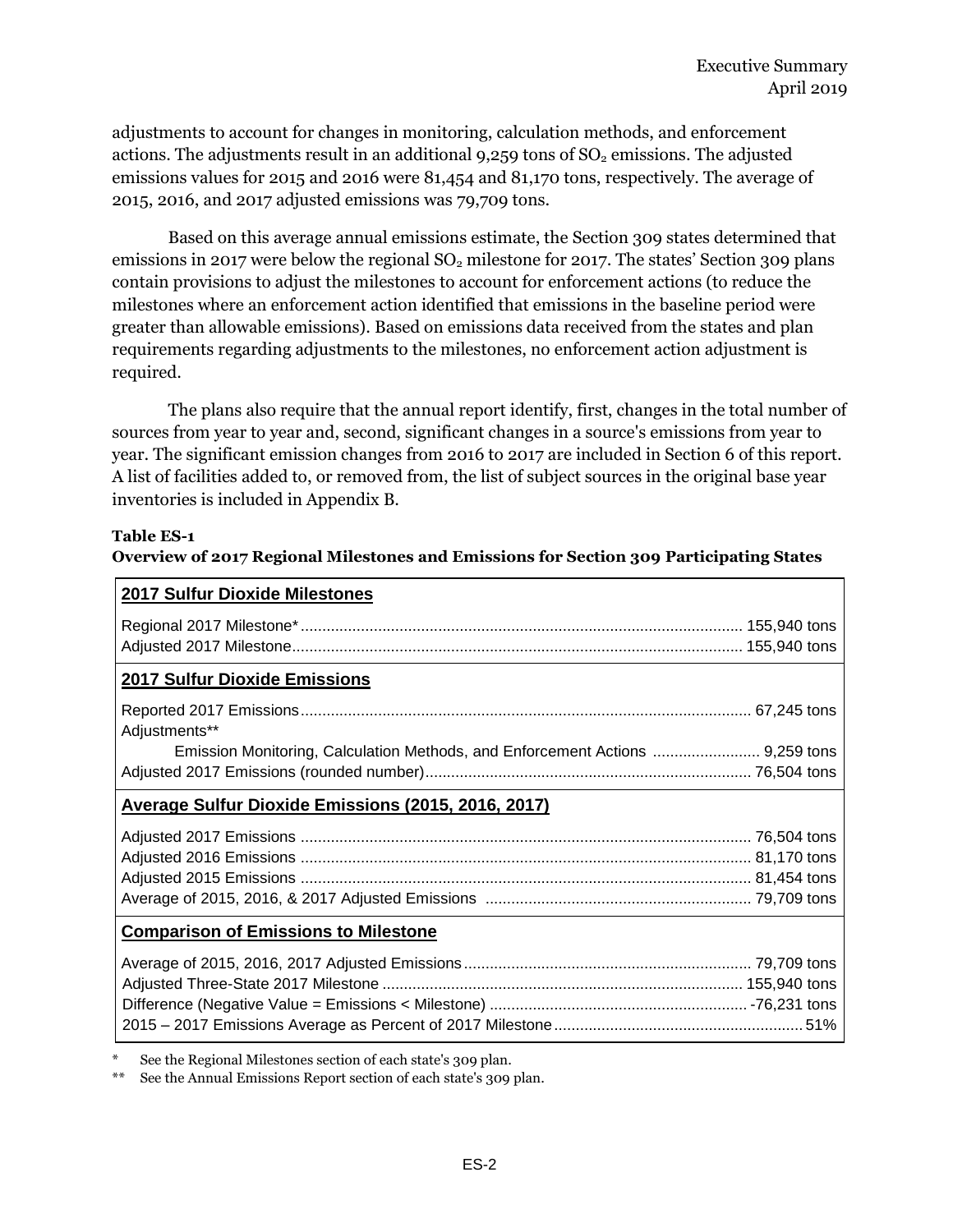adjustments to account for changes in monitoring, calculation methods, and enforcement actions. The adjustments result in an additional 9,259 tons of $SO_2$ emissions. The adjusted emissions values for 2015 and 2016 were 81,454 and 81,170 tons, respectively. The average of 2015, 2016, and 2017 adjusted emissions was 79,709 tons.

Based on this average annual emissions estimate, the Section 309 states determined that emissions in 2017 were below the regional $SO_2$ milestone for 2017. The states' Section 309 plans contain provisions to adjust the milestones to account for enforcement actions (to reduce the milestones where an enforcement action identified that emissions in the baseline period were greater than allowable emissions). Based on emissions data received from the states and plan requirements regarding adjustments to the milestones, no enforcement action adjustment is required.

The plans also require that the annual report identify, first, changes in the total number of sources from year to year and, second, significant changes in a source's emissions from year to year. The significant emission changes from 2016 to 2017 are included in Section 6 of this report. A list of facilities added to, or removed from, the list of subject sources in the original base year inventories is included in Appendix B.

**Table ES-1**
**Overview of 2017 Regional Milestones and Emissions for Section 309 Participating States**

| **2017 Sulfur Dioxide Milestones** | |
|---|---|
| Regional 2017 Milestone* | 155,940 tons |
| Adjusted 2017 Milestone | 155,940 tons |
| **2017 Sulfur Dioxide Emissions** | |
| Reported 2017 Emissions | 67,245 tons |
| Adjustments** | |
| Emission Monitoring, Calculation Methods, and Enforcement Actions | 9,259 tons |
| Adjusted 2017 Emissions (rounded number) | 76,504 tons |
| **Average Sulfur Dioxide Emissions (2015, 2016, 2017)** | |
| Adjusted 2017 Emissions | 76,504 tons |
| Adjusted 2016 Emissions | 81,170 tons |
| Adjusted 2015 Emissions | 81,454 tons |
| Average of 2015, 2016, & 2017 Adjusted Emissions | 79,709 tons |
| **Comparison of Emissions to Milestone** | |
| Average of 2015, 2016, 2017 Adjusted Emissions | 79,709 tons |
| Adjusted Three-State 2017 Milestone | 155,940 tons |
| Difference (Negative Value = Emissions < Milestone) | -76,231 tons |
| 2015 – 2017 Emissions Average as Percent of 2017 Milestone | 51% |

\* See the Regional Milestones section of each state's 309 plan.

\** See the Annual Emissions Report section of each state's 309 plan.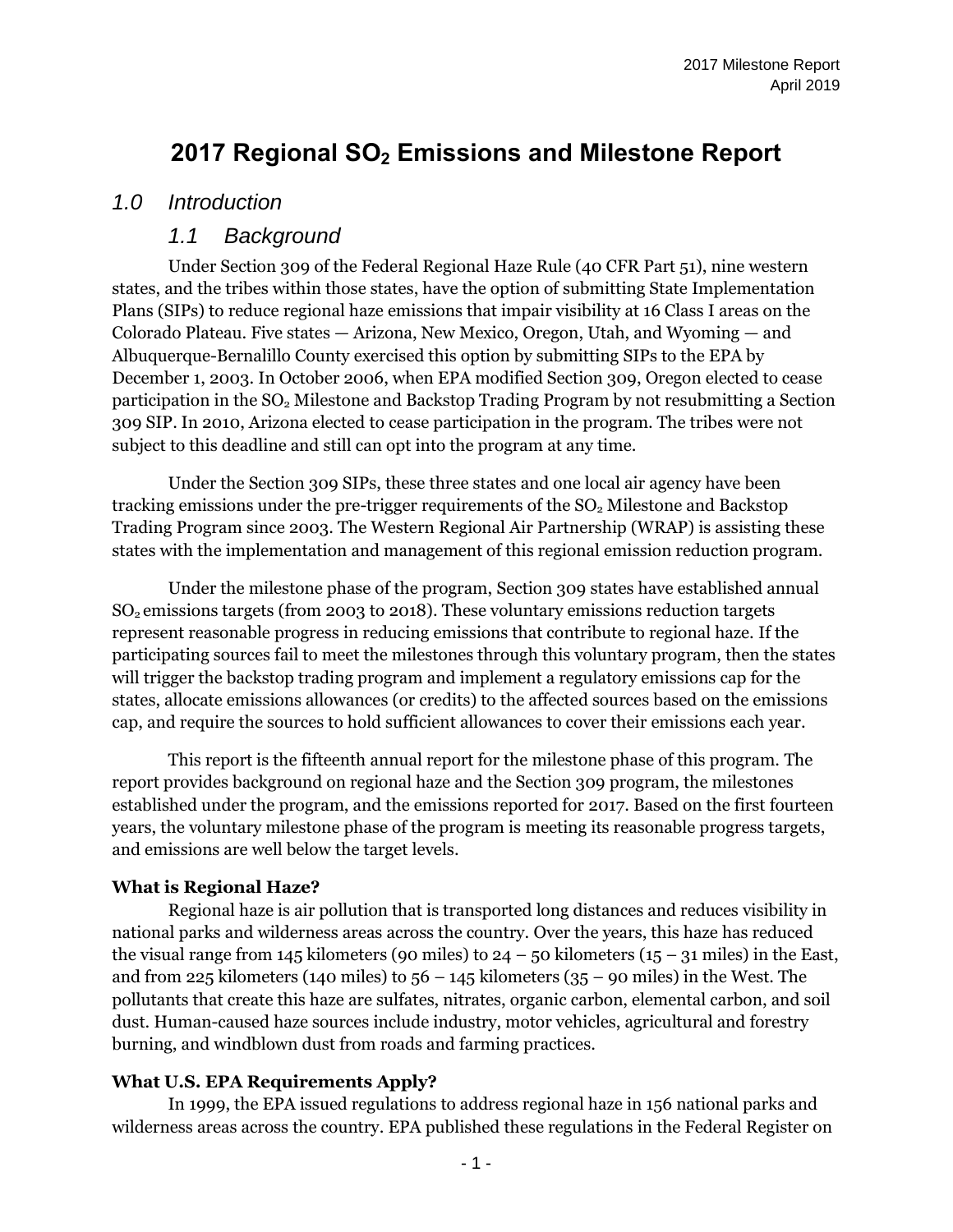# 2017 Regional $SO_2$ Emissions and Milestone Report

## 1.0 Introduction

### 1.1 Background

Under Section 309 of the Federal Regional Haze Rule (40 CFR Part 51), nine western states, and the tribes within those states, have the option of submitting State Implementation Plans (SIPs) to reduce regional haze emissions that impair visibility at 16 Class I areas on the Colorado Plateau. Five states — Arizona, New Mexico, Oregon, Utah, and Wyoming — and Albuquerque-Bernalillo County exercised this option by submitting SIPs to the EPA by December 1, 2003. In October 2006, when EPA modified Section 309, Oregon elected to cease participation in the $SO_2$ Milestone and Backstop Trading Program by not resubmitting a Section 309 SIP. In 2010, Arizona elected to cease participation in the program. The tribes were not subject to this deadline and still can opt into the program at any time.

Under the Section 309 SIPs, these three states and one local air agency have been tracking emissions under the pre-trigger requirements of the $SO_2$ Milestone and Backstop Trading Program since 2003. The Western Regional Air Partnership (WRAP) is assisting these states with the implementation and management of this regional emission reduction program.

Under the milestone phase of the program, Section 309 states have established annual $SO_2$ emissions targets (from 2003 to 2018). These voluntary emissions reduction targets represent reasonable progress in reducing emissions that contribute to regional haze. If the participating sources fail to meet the milestones through this voluntary program, then the states will trigger the backstop trading program and implement a regulatory emissions cap for the states, allocate emissions allowances (or credits) to the affected sources based on the emissions cap, and require the sources to hold sufficient allowances to cover their emissions each year.

This report is the fifteenth annual report for the milestone phase of this program. The report provides background on regional haze and the Section 309 program, the milestones established under the program, and the emissions reported for 2017. Based on the first fourteen years, the voluntary milestone phase of the program is meeting its reasonable progress targets, and emissions are well below the target levels.

**What is Regional Haze?**

Regional haze is air pollution that is transported long distances and reduces visibility in national parks and wilderness areas across the country. Over the years, this haze has reduced the visual range from 145 kilometers (90 miles) to 24 – 50 kilometers (15 – 31 miles) in the East, and from 225 kilometers (140 miles) to 56 – 145 kilometers (35 – 90 miles) in the West. The pollutants that create this haze are sulfates, nitrates, organic carbon, elemental carbon, and soil dust. Human-caused haze sources include industry, motor vehicles, agricultural and forestry burning, and windblown dust from roads and farming practices.

**What U.S. EPA Requirements Apply?**

In 1999, the EPA issued regulations to address regional haze in 156 national parks and wilderness areas across the country. EPA published these regulations in the Federal Register on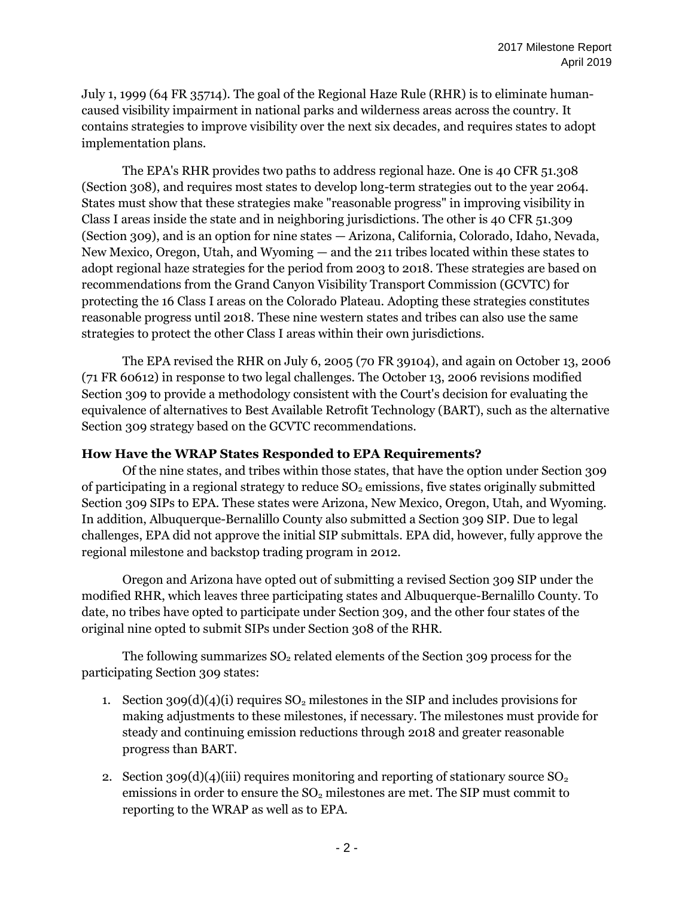July 1, 1999 (64 FR 35714). The goal of the Regional Haze Rule (RHR) is to eliminate human-caused visibility impairment in national parks and wilderness areas across the country. It contains strategies to improve visibility over the next six decades, and requires states to adopt implementation plans.

The EPA's RHR provides two paths to address regional haze. One is 40 CFR 51.308 (Section 308), and requires most states to develop long-term strategies out to the year 2064. States must show that these strategies make "reasonable progress" in improving visibility in Class I areas inside the state and in neighboring jurisdictions. The other is 40 CFR 51.309 (Section 309), and is an option for nine states — Arizona, California, Colorado, Idaho, Nevada, New Mexico, Oregon, Utah, and Wyoming — and the 211 tribes located within these states to adopt regional haze strategies for the period from 2003 to 2018. These strategies are based on recommendations from the Grand Canyon Visibility Transport Commission (GCVTC) for protecting the 16 Class I areas on the Colorado Plateau. Adopting these strategies constitutes reasonable progress until 2018. These nine western states and tribes can also use the same strategies to protect the other Class I areas within their own jurisdictions.

The EPA revised the RHR on July 6, 2005 (70 FR 39104), and again on October 13, 2006 (71 FR 60612) in response to two legal challenges. The October 13, 2006 revisions modified Section 309 to provide a methodology consistent with the Court's decision for evaluating the equivalence of alternatives to Best Available Retrofit Technology (BART), such as the alternative Section 309 strategy based on the GCVTC recommendations.

**How Have the WRAP States Responded to EPA Requirements?**

Of the nine states, and tribes within those states, that have the option under Section 309 of participating in a regional strategy to reduce $SO_2$ emissions, five states originally submitted Section 309 SIPs to EPA. These states were Arizona, New Mexico, Oregon, Utah, and Wyoming. In addition, Albuquerque-Bernalillo County also submitted a Section 309 SIP. Due to legal challenges, EPA did not approve the initial SIP submittals. EPA did, however, fully approve the regional milestone and backstop trading program in 2012.

Oregon and Arizona have opted out of submitting a revised Section 309 SIP under the modified RHR, which leaves three participating states and Albuquerque-Bernalillo County. To date, no tribes have opted to participate under Section 309, and the other four states of the original nine opted to submit SIPs under Section 308 of the RHR.

The following summarizes $SO_2$ related elements of the Section 309 process for the participating Section 309 states:

1. Section 309(d)(4)(i) requires $SO_2$ milestones in the SIP and includes provisions for making adjustments to these milestones, if necessary. The milestones must provide for steady and continuing emission reductions through 2018 and greater reasonable progress than BART.
2. Section 309(d)(4)(iii) requires monitoring and reporting of stationary source $SO_2$ emissions in order to ensure the $SO_2$ milestones are met. The SIP must commit to reporting to the WRAP as well as to EPA.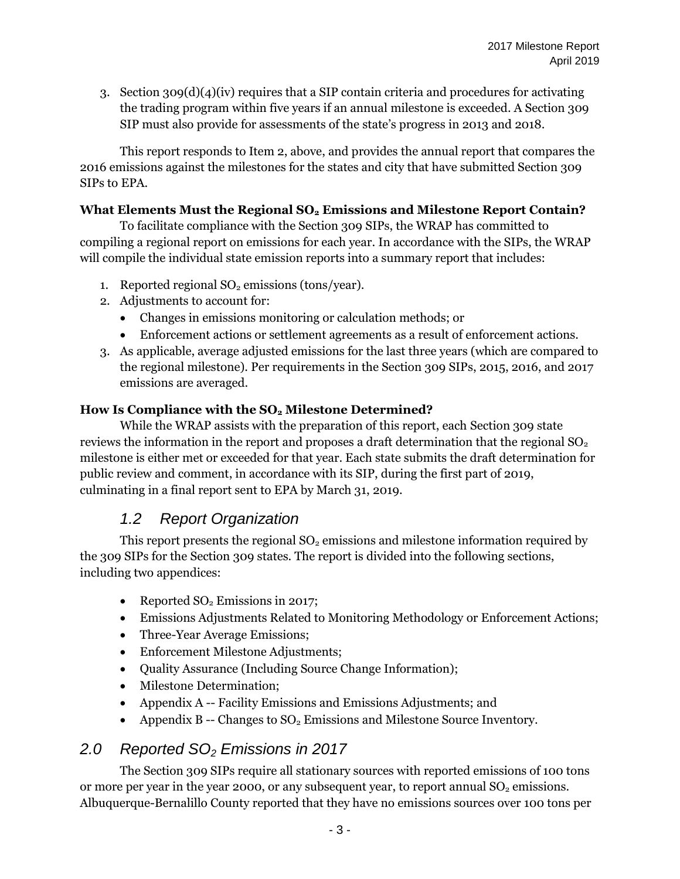3. Section 309(d)(4)(iv) requires that a SIP contain criteria and procedures for activating the trading program within five years if an annual milestone is exceeded. A Section 309 SIP must also provide for assessments of the state's progress in 2013 and 2018.

This report responds to Item 2, above, and provides the annual report that compares the 2016 emissions against the milestones for the states and city that have submitted Section 309 SIPs to EPA.

### What Elements Must the Regional $SO_2$ Emissions and Milestone Report Contain?

To facilitate compliance with the Section 309 SIPs, the WRAP has committed to compiling a regional report on emissions for each year. In accordance with the SIPs, the WRAP will compile the individual state emission reports into a summary report that includes:

1. Reported regional $SO_2$ emissions (tons/year).
2. Adjustments to account for:
   - Changes in emissions monitoring or calculation methods; or
   - Enforcement actions or settlement agreements as a result of enforcement actions.
3. As applicable, average adjusted emissions for the last three years (which are compared to the regional milestone). Per requirements in the Section 309 SIPs, 2015, 2016, and 2017 emissions are averaged.

### How Is Compliance with the $SO_2$ Milestone Determined?

While the WRAP assists with the preparation of this report, each Section 309 state reviews the information in the report and proposes a draft determination that the regional $SO_2$ milestone is either met or exceeded for that year. Each state submits the draft determination for public review and comment, in accordance with its SIP, during the first part of 2019, culminating in a final report sent to EPA by March 31, 2019.

## 1.2 Report Organization

This report presents the regional $SO_2$ emissions and milestone information required by the 309 SIPs for the Section 309 states. The report is divided into the following sections, including two appendices:

- Reported $SO_2$ Emissions in 2017;
- Emissions Adjustments Related to Monitoring Methodology or Enforcement Actions;
- Three-Year Average Emissions;
- Enforcement Milestone Adjustments;
- Quality Assurance (Including Source Change Information);
- Milestone Determination;
- Appendix A -- Facility Emissions and Emissions Adjustments; and
- Appendix B -- Changes to $SO_2$ Emissions and Milestone Source Inventory.

# 2.0 Reported $SO_2$ Emissions in 2017

The Section 309 SIPs require all stationary sources with reported emissions of 100 tons or more per year in the year 2000, or any subsequent year, to report annual $SO_2$ emissions. Albuquerque-Bernalillo County reported that they have no emissions sources over 100 tons per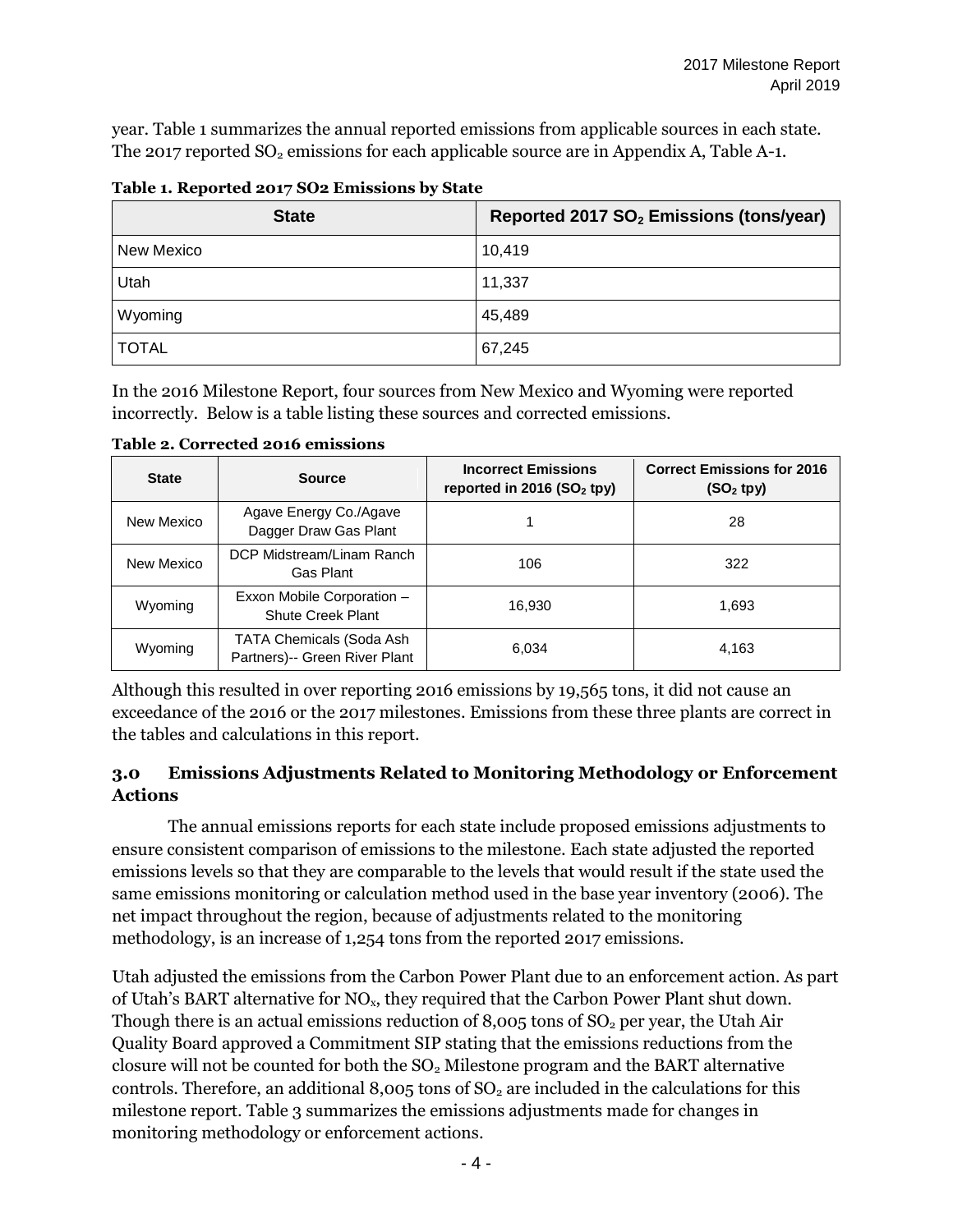year. Table 1 summarizes the annual reported emissions from applicable sources in each state. The 2017 reported $SO_2$ emissions for each applicable source are in Appendix A, Table A-1.

**Table 1. Reported 2017 SO2 Emissions by State**

| State | Reported 2017 $SO_2$ Emissions (tons/year) |
| --- | --- |
| New Mexico | 10,419 |
| Utah | 11,337 |
| Wyoming | 45,489 |
| TOTAL | 67,245 |

In the 2016 Milestone Report, four sources from New Mexico and Wyoming were reported incorrectly. Below is a table listing these sources and corrected emissions.

**Table 2. Corrected 2016 emissions**

| State | Source | Incorrect Emissions reported in 2016 ($SO_2$ tpy) | Correct Emissions for 2016 ($SO_2$ tpy) |
| --- | --- | --- | --- |
| New Mexico | Agave Energy Co./Agave Dagger Draw Gas Plant | 1 | 28 |
| New Mexico | DCP Midstream/Linam Ranch Gas Plant | 106 | 322 |
| Wyoming | Exxon Mobile Corporation – Shute Creek Plant | 16,930 | 1,693 |
| Wyoming | TATA Chemicals (Soda Ash Partners)-- Green River Plant | 6,034 | 4,163 |

Although this resulted in over reporting 2016 emissions by 19,565 tons, it did not cause an exceedance of the 2016 or the 2017 milestones. Emissions from these three plants are correct in the tables and calculations in this report.

## 3.0 Emissions Adjustments Related to Monitoring Methodology or Enforcement Actions

The annual emissions reports for each state include proposed emissions adjustments to ensure consistent comparison of emissions to the milestone. Each state adjusted the reported emissions levels so that they are comparable to the levels that would result if the state used the same emissions monitoring or calculation method used in the base year inventory (2006). The net impact throughout the region, because of adjustments related to the monitoring methodology, is an increase of 1,254 tons from the reported 2017 emissions.

Utah adjusted the emissions from the Carbon Power Plant due to an enforcement action. As part of Utah's BART alternative for $NO_x$, they required that the Carbon Power Plant shut down. Though there is an actual emissions reduction of 8,005 tons of $SO_2$ per year, the Utah Air Quality Board approved a Commitment SIP stating that the emissions reductions from the closure will not be counted for both the $SO_2$ Milestone program and the BART alternative controls. Therefore, an additional 8,005 tons of $SO_2$ are included in the calculations for this milestone report. Table 3 summarizes the emissions adjustments made for changes in monitoring methodology or enforcement actions.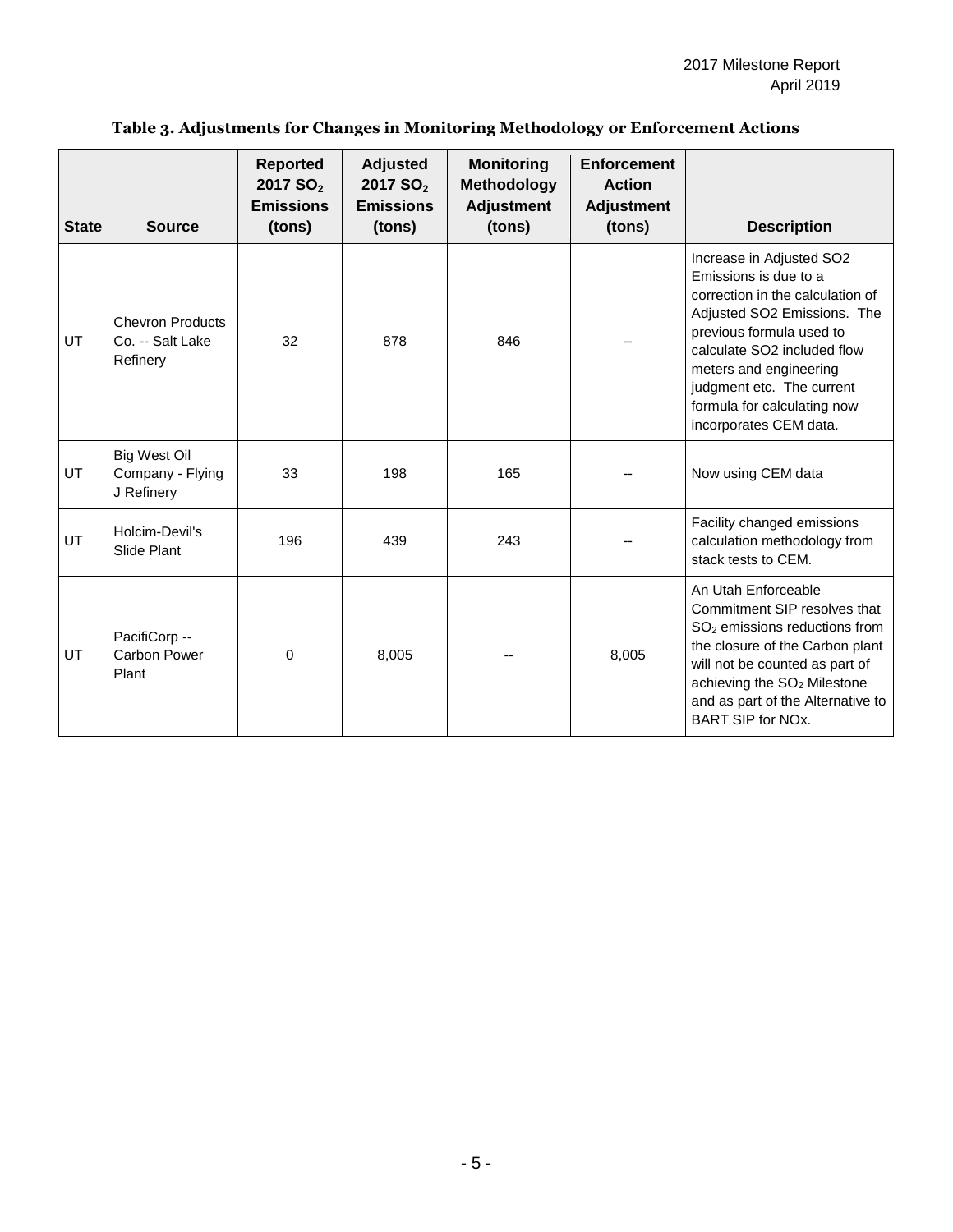**Table 3. Adjustments for Changes in Monitoring Methodology or Enforcement Actions**

| State | Source | Reported 2017 $SO_2$ Emissions (tons) | Adjusted 2017 $SO_2$ Emissions (tons) | Monitoring Methodology Adjustment (tons) | Enforcement Action Adjustment (tons) | Description |
|---|---|---|---|---|---|---|
| UT | Chevron Products Co. -- Salt Lake Refinery | 32 | 878 | 846 | -- | Increase in Adjusted SO2 Emissions is due to a correction in the calculation of Adjusted SO2 Emissions. The previous formula used to calculate SO2 included flow meters and engineering judgment etc. The current formula for calculating now incorporates CEM data. |
| UT | Big West Oil Company - Flying J Refinery | 33 | 198 | 165 | -- | Now using CEM data |
| UT | Holcim-Devil's Slide Plant | 196 | 439 | 243 | -- | Facility changed emissions calculation methodology from stack tests to CEM. |
| UT | PacifiCorp -- Carbon Power Plant | 0 | 8,005 | -- | 8,005 | An Utah Enforceable Commitment SIP resolves that $SO_2$ emissions reductions from the closure of the Carbon plant will not be counted as part of achieving the $SO_2$ Milestone and as part of the Alternative to BART SIP for NOx. |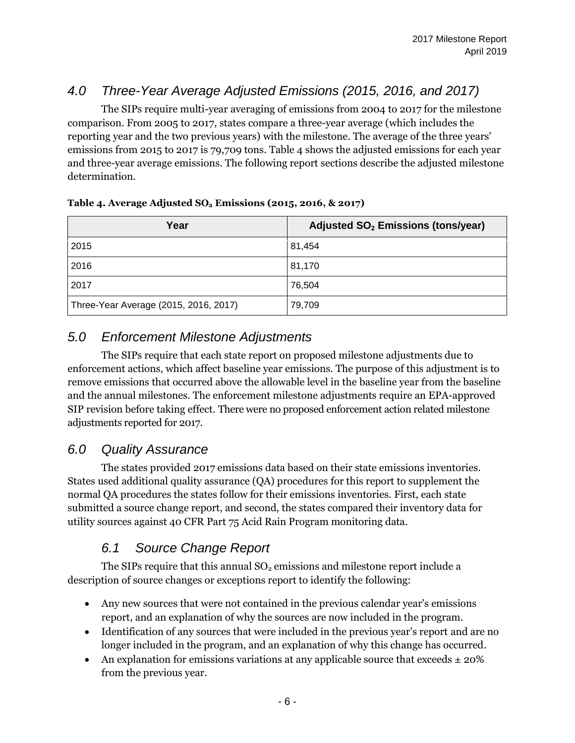## 4.0 Three-Year Average Adjusted Emissions (2015, 2016, and 2017)

The SIPs require multi-year averaging of emissions from 2004 to 2017 for the milestone comparison. From 2005 to 2017, states compare a three-year average (which includes the reporting year and the two previous years) with the milestone. The average of the three years' emissions from 2015 to 2017 is 79,709 tons. Table 4 shows the adjusted emissions for each year and three-year average emissions. The following report sections describe the adjusted milestone determination.

**Table 4. Average Adjusted $SO_2$ Emissions (2015, 2016, & 2017)**

| Year | Adjusted $SO_2$ Emissions (tons/year) |
|---|---|
| 2015 | 81,454 |
| 2016 | 81,170 |
| 2017 | 76,504 |
| Three-Year Average (2015, 2016, 2017) | 79,709 |

## 5.0 Enforcement Milestone Adjustments

The SIPs require that each state report on proposed milestone adjustments due to enforcement actions, which affect baseline year emissions. The purpose of this adjustment is to remove emissions that occurred above the allowable level in the baseline year from the baseline and the annual milestones. The enforcement milestone adjustments require an EPA-approved SIP revision before taking effect. There were no proposed enforcement action related milestone adjustments reported for 2017.

## 6.0 Quality Assurance

The states provided 2017 emissions data based on their state emissions inventories. States used additional quality assurance (QA) procedures for this report to supplement the normal QA procedures the states follow for their emissions inventories. First, each state submitted a source change report, and second, the states compared their inventory data for utility sources against 40 CFR Part 75 Acid Rain Program monitoring data.

### 6.1 Source Change Report

The SIPs require that this annual $SO_2$ emissions and milestone report include a description of source changes or exceptions report to identify the following:

- Any new sources that were not contained in the previous calendar year's emissions report, and an explanation of why the sources are now included in the program.
- Identification of any sources that were included in the previous year's report and are no longer included in the program, and an explanation of why this change has occurred.
- An explanation for emissions variations at any applicable source that exceeds ± 20% from the previous year.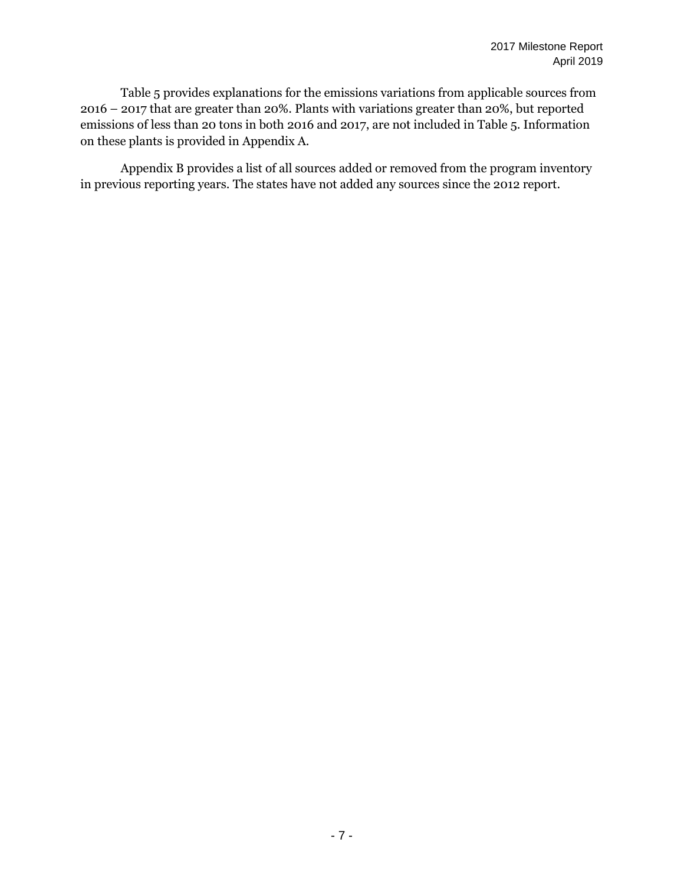Table 5 provides explanations for the emissions variations from applicable sources from 2016 – 2017 that are greater than 20%. Plants with variations greater than 20%, but reported emissions of less than 20 tons in both 2016 and 2017, are not included in Table 5. Information on these plants is provided in Appendix A.

Appendix B provides a list of all sources added or removed from the program inventory in previous reporting years. The states have not added any sources since the 2012 report.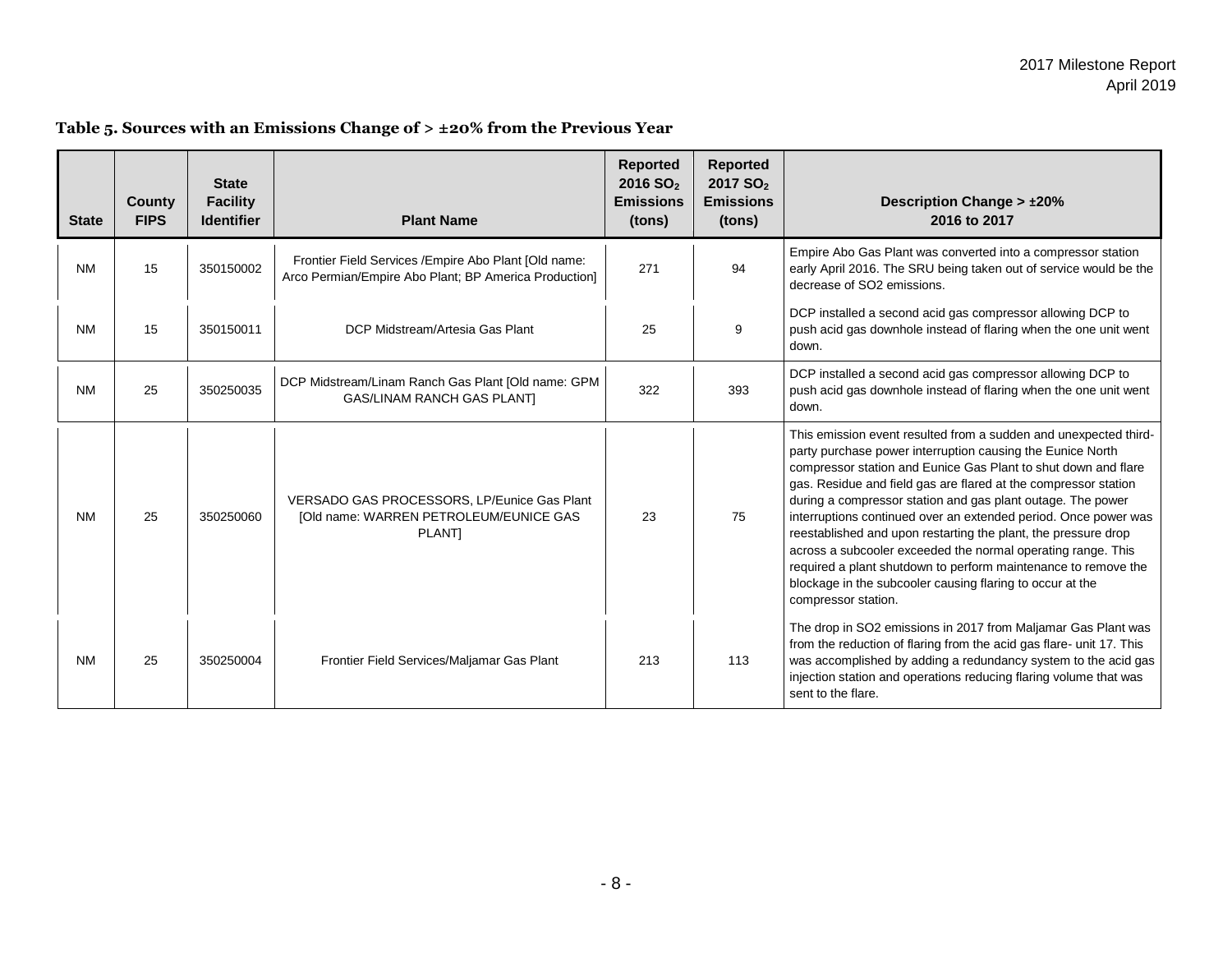**Table 5. Sources with an Emissions Change of > ±20% from the Previous Year**

| State | County FIPS | State Facility Identifier | Plant Name | Reported 2016 $SO_2$ Emissions (tons) | Reported 2017 $SO_2$ Emissions (tons) | Description Change > ±20% 2016 to 2017 |
|---|---|---|---|---|---|---|
| NM | 15 | 350150002 | Frontier Field Services /Empire Abo Plant [Old name: Arco Permian/Empire Abo Plant; BP America Production] | 271 | 94 | Empire Abo Gas Plant was converted into a compressor station early April 2016. The SRU being taken out of service would be the decrease of SO2 emissions. |
| NM | 15 | 350150011 | DCP Midstream/Artesia Gas Plant | 25 | 9 | DCP installed a second acid gas compressor allowing DCP to push acid gas downhole instead of flaring when the one unit went down. |
| NM | 25 | 350250035 | DCP Midstream/Linam Ranch Gas Plant [Old name: GPM GAS/LINAM RANCH GAS PLANT] | 322 | 393 | DCP installed a second acid gas compressor allowing DCP to push acid gas downhole instead of flaring when the one unit went down. |
| NM | 25 | 350250060 | VERSADO GAS PROCESSORS, LP/Eunice Gas Plant [Old name: WARREN PETROLEUM/EUNICE GAS PLANT] | 23 | 75 | This emission event resulted from a sudden and unexpected third-party purchase power interruption causing the Eunice North compressor station and Eunice Gas Plant to shut down and flare gas. Residue and field gas are flared at the compressor station during a compressor station and gas plant outage. The power interruptions continued over an extended period. Once power was reestablished and upon restarting the plant, the pressure drop across a subcooler exceeded the normal operating range. This required a plant shutdown to perform maintenance to remove the blockage in the subcooler causing flaring to occur at the compressor station. |
| NM | 25 | 350250004 | Frontier Field Services/Maljamar Gas Plant | 213 | 113 | The drop in SO2 emissions in 2017 from Maljamar Gas Plant was from the reduction of flaring from the acid gas flare- unit 17. This was accomplished by adding a redundancy system to the acid gas injection station and operations reducing flaring volume that was sent to the flare. |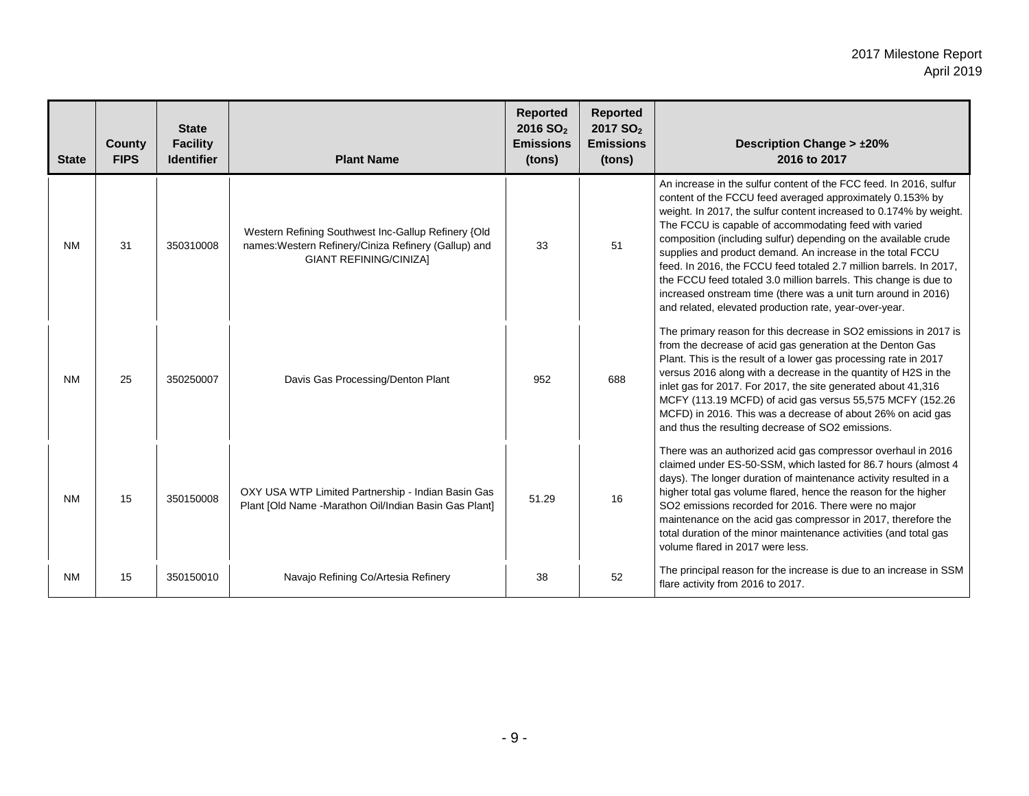| State | County FIPS | State Facility Identifier | Plant Name | Reported 2016 $SO_2$ Emissions (tons) | Reported 2017 $SO_2$ Emissions (tons) | Description Change > ±20% 2016 to 2017 |
|---|---|---|---|---|---|---|
| NM | 31 | 350310008 | Western Refining Southwest Inc-Gallup Refinery {Old names:Western Refinery/Ciniza Refinery (Gallup) and GIANT REFINING/CINIZA] | 33 | 51 | An increase in the sulfur content of the FCC feed. In 2016, sulfur content of the FCCU feed averaged approximately 0.153% by weight. In 2017, the sulfur content increased to 0.174% by weight. The FCCU is capable of accommodating feed with varied composition (including sulfur) depending on the available crude supplies and product demand. An increase in the total FCCU feed. In 2016, the FCCU feed totaled 2.7 million barrels. In 2017, the FCCU feed totaled 3.0 million barrels. This change is due to increased onstream time (there was a unit turn around in 2016) and related, elevated production rate, year-over-year. |
| NM | 25 | 350250007 | Davis Gas Processing/Denton Plant | 952 | 688 | The primary reason for this decrease in SO2 emissions in 2017 is from the decrease of acid gas generation at the Denton Gas Plant. This is the result of a lower gas processing rate in 2017 versus 2016 along with a decrease in the quantity of H2S in the inlet gas for 2017. For 2017, the site generated about 41,316 MCFY (113.19 MCFD) of acid gas versus 55,575 MCFY (152.26 MCFD) in 2016. This was a decrease of about 26% on acid gas and thus the resulting decrease of SO2 emissions. |
| NM | 15 | 350150008 | OXY USA WTP Limited Partnership - Indian Basin Gas Plant [Old Name -Marathon Oil/Indian Basin Gas Plant] | 51.29 | 16 | There was an authorized acid gas compressor overhaul in 2016 claimed under ES-50-SSM, which lasted for 86.7 hours (almost 4 days). The longer duration of maintenance activity resulted in a higher total gas volume flared, hence the reason for the higher SO2 emissions recorded for 2016. There were no major maintenance on the acid gas compressor in 2017, therefore the total duration of the minor maintenance activities (and total gas volume flared in 2017 were less. |
| NM | 15 | 350150010 | Navajo Refining Co/Artesia Refinery | 38 | 52 | The principal reason for the increase is due to an increase in SSM flare activity from 2016 to 2017. |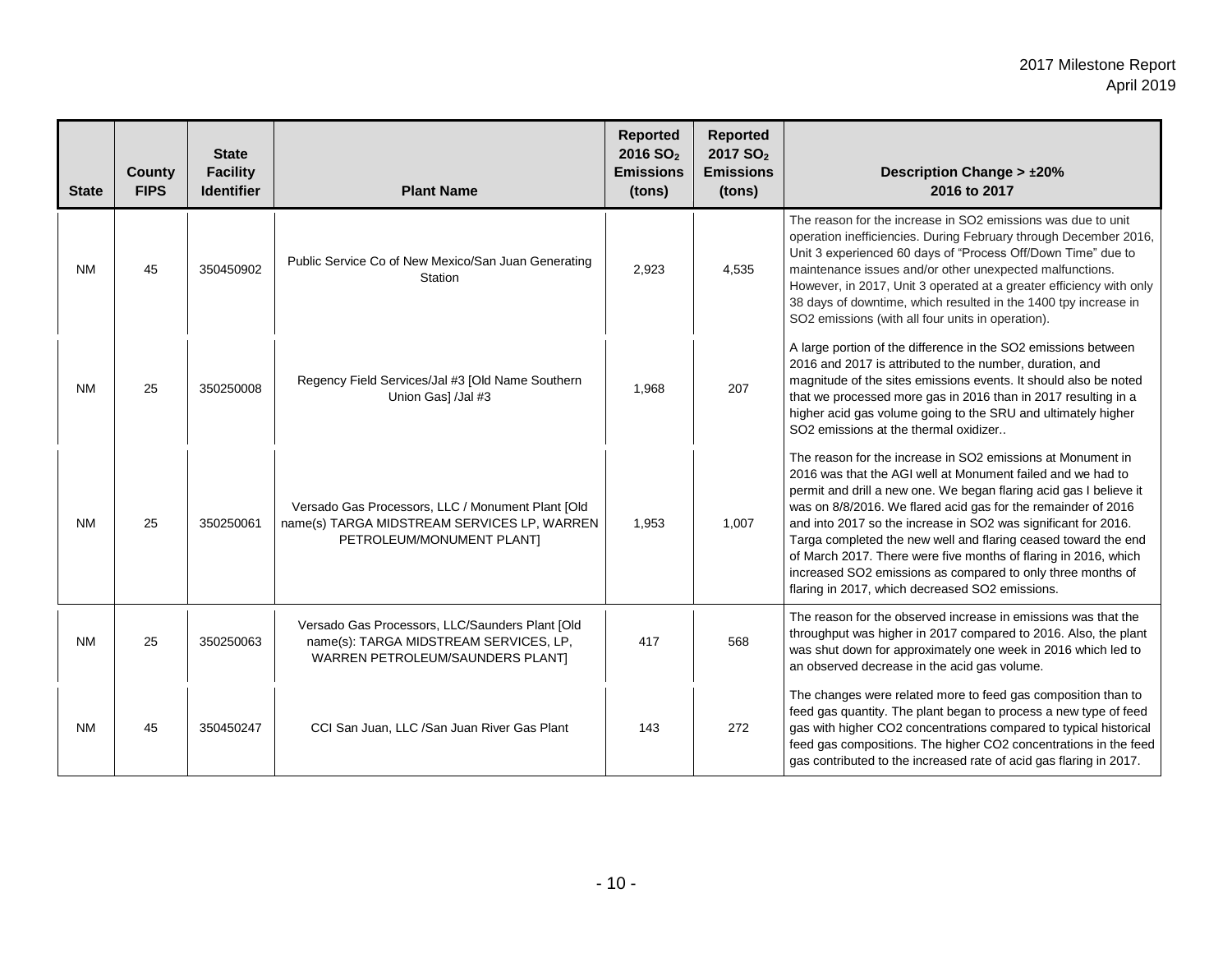| State | County FIPS | State Facility Identifier | Plant Name | Reported 2016 $SO_2$ Emissions (tons) | Reported 2017 $SO_2$ Emissions (tons) | Description Change > ±20% 2016 to 2017 |
|---|---|---|---|---|---|---|
| NM | 45 | 350450902 | Public Service Co of New Mexico/San Juan Generating Station | 2,923 | 4,535 | The reason for the increase in SO2 emissions was due to unit operation inefficiencies. During February through December 2016, Unit 3 experienced 60 days of "Process Off/Down Time" due to maintenance issues and/or other unexpected malfunctions. However, in 2017, Unit 3 operated at a greater efficiency with only 38 days of downtime, which resulted in the 1400 tpy increase in SO2 emissions (with all four units in operation). |
| NM | 25 | 350250008 | Regency Field Services/Jal #3 [Old Name Southern Union Gas] /Jal #3 | 1,968 | 207 | A large portion of the difference in the SO2 emissions between 2016 and 2017 is attributed to the number, duration, and magnitude of the sites emissions events. It should also be noted that we processed more gas in 2016 than in 2017 resulting in a higher acid gas volume going to the SRU and ultimately higher SO2 emissions at the thermal oxidizer.. |
| NM | 25 | 350250061 | Versado Gas Processors, LLC / Monument Plant [Old name(s) TARGA MIDSTREAM SERVICES LP, WARREN PETROLEUM/MONUMENT PLANT] | 1,953 | 1,007 | The reason for the increase in SO2 emissions at Monument in 2016 was that the AGI well at Monument failed and we had to permit and drill a new one. We began flaring acid gas I believe it was on 8/8/2016. We flared acid gas for the remainder of 2016 and into 2017 so the increase in SO2 was significant for 2016. Targa completed the new well and flaring ceased toward the end of March 2017. There were five months of flaring in 2016, which increased SO2 emissions as compared to only three months of flaring in 2017, which decreased SO2 emissions. |
| NM | 25 | 350250063 | Versado Gas Processors, LLC/Saunders Plant [Old name(s): TARGA MIDSTREAM SERVICES, LP, WARREN PETROLEUM/SAUNDERS PLANT] | 417 | 568 | The reason for the observed increase in emissions was that the throughput was higher in 2017 compared to 2016. Also, the plant was shut down for approximately one week in 2016 which led to an observed decrease in the acid gas volume. |
| NM | 45 | 350450247 | CCI San Juan, LLC /San Juan River Gas Plant | 143 | 272 | The changes were related more to feed gas composition than to feed gas quantity. The plant began to process a new type of feed gas with higher CO2 concentrations compared to typical historical feed gas compositions. The higher CO2 concentrations in the feed gas contributed to the increased rate of acid gas flaring in 2017. |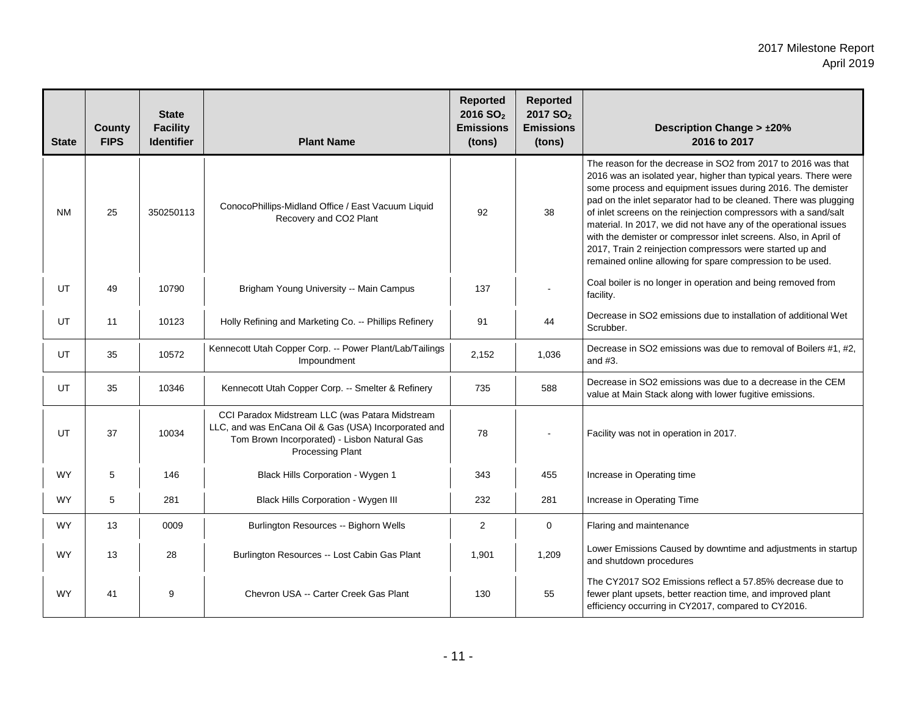| State | County FIPS | State Facility Identifier | Plant Name | Reported 2016 $SO_2$ Emissions (tons) | Reported 2017 $SO_2$ Emissions (tons) | Description Change > ±20% 2016 to 2017 |
|---|---|---|---|---|---|---|
| NM | 25 | 350250113 | ConocoPhillips-Midland Office / East Vacuum Liquid Recovery and CO2 Plant | 92 | 38 | The reason for the decrease in SO2 from 2017 to 2016 was that 2016 was an isolated year, higher than typical years. There were some process and equipment issues during 2016. The demister pad on the inlet separator had to be cleaned. There was plugging of inlet screens on the reinjection compressors with a sand/salt material. In 2017, we did not have any of the operational issues with the demister or compressor inlet screens. Also, in April of 2017, Train 2 reinjection compressors were started up and remained online allowing for spare compression to be used. |
| UT | 49 | 10790 | Brigham Young University -- Main Campus | 137 | - | Coal boiler is no longer in operation and being removed from facility. |
| UT | 11 | 10123 | Holly Refining and Marketing Co. -- Phillips Refinery | 91 | 44 | Decrease in SO2 emissions due to installation of additional Wet Scrubber. |
| UT | 35 | 10572 | Kennecott Utah Copper Corp. -- Power Plant/Lab/Tailings Impoundment | 2,152 | 1,036 | Decrease in SO2 emissions was due to removal of Boilers #1, #2, and #3. |
| UT | 35 | 10346 | Kennecott Utah Copper Corp. -- Smelter & Refinery | 735 | 588 | Decrease in SO2 emissions was due to a decrease in the CEM value at Main Stack along with lower fugitive emissions. |
| UT | 37 | 10034 | CCI Paradox Midstream LLC (was Patara Midstream LLC, and was EnCana Oil & Gas (USA) Incorporated and Tom Brown Incorporated) - Lisbon Natural Gas Processing Plant | 78 | - | Facility was not in operation in 2017. |
| WY | 5 | 146 | Black Hills Corporation - Wygen 1 | 343 | 455 | Increase in Operating time |
| WY | 5 | 281 | Black Hills Corporation - Wygen III | 232 | 281 | Increase in Operating Time |
| WY | 13 | 0009 | Burlington Resources -- Bighorn Wells | 2 | 0 | Flaring and maintenance |
| WY | 13 | 28 | Burlington Resources -- Lost Cabin Gas Plant | 1,901 | 1,209 | Lower Emissions Caused by downtime and adjustments in startup and shutdown procedures |
| WY | 41 | 9 | Chevron USA -- Carter Creek Gas Plant | 130 | 55 | The CY2017 SO2 Emissions reflect a 57.85% decrease due to fewer plant upsets, better reaction time, and improved plant efficiency occurring in CY2017, compared to CY2016. |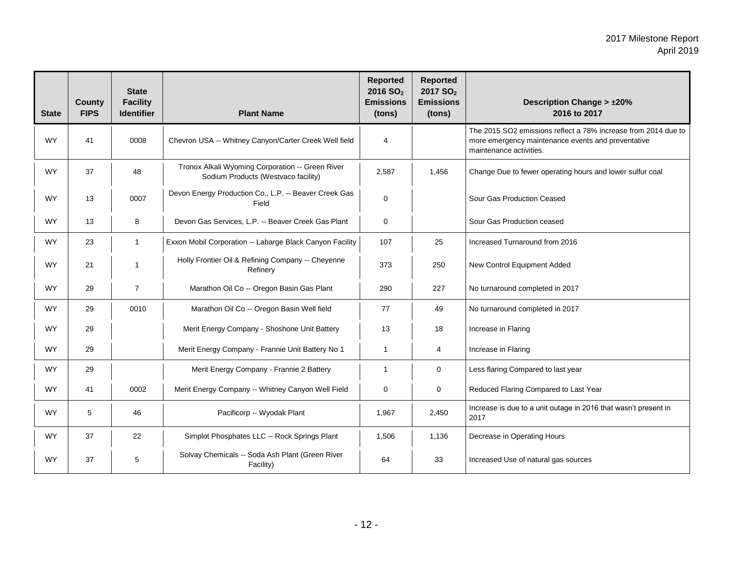| State | County FIPS | State Facility Identifier | Plant Name | Reported 2016 $SO_2$ Emissions (tons) | Reported 2017 $SO_2$ Emissions (tons) | Description Change > ±20% 2016 to 2017 |
|---|---|---|---|---|---|---|
| WY | 41 | 0008 | Chevron USA -- Whitney Canyon/Carter Creek Well field | 4 | | The 2015 SO2 emissions reflect a 78% increase from 2014 due to more emergency maintenance events and preventative maintenance activities. |
| WY | 37 | 48 | Tronox Alkali Wyoming Corporation -- Green River Sodium Products (Westvaco facility) | 2,587 | 1,456 | Change Due to fewer operating hours and lower sulfur coal |
| WY | 13 | 0007 | Devon Energy Production Co., L.P. -- Beaver Creek Gas Field | 0 | | Sour Gas Production Ceased |
| WY | 13 | 8 | Devon Gas Services, L.P. -- Beaver Creek Gas Plant | 0 | | Sour Gas Production ceased |
| WY | 23 | 1 | Exxon Mobil Corporation -- Labarge Black Canyon Facility | 107 | 25 | Increased Turnaround from 2016 |
| WY | 21 | 1 | Holly Frontier Oil & Refining Company -- Cheyenne Refinery | 373 | 250 | New Control Equipment Added |
| WY | 29 | 7 | Marathon Oil Co -- Oregon Basin Gas Plant | 290 | 227 | No turnaround completed in 2017 |
| WY | 29 | 0010 | Marathon Oil Co -- Oregon Basin Well field | 77 | 49 | No turnaround completed in 2017 |
| WY | 29 | | Merit Energy Company - Shoshone Unit Battery | 13 | 18 | Increase in Flaring |
| WY | 29 | | Merit Energy Company - Frannie Unit Battery No 1 | 1 | 4 | Increase in Flaring |
| WY | 29 | | Merit Energy Company - Frannie 2 Battery | 1 | 0 | Less flaring Compared to last year |
| WY | 41 | 0002 | Merit Energy Company -- Whitney Canyon Well Field | 0 | 0 | Reduced Flaring Compared to Last Year |
| WY | 5 | 46 | Pacificorp -- Wyodak Plant | 1,967 | 2,450 | Increase is due to a unit outage in 2016 that wasn't present in 2017 |
| WY | 37 | 22 | Simplot Phosphates LLC -- Rock Springs Plant | 1,506 | 1,136 | Decrease in Operating Hours |
| WY | 37 | 5 | Solvay Chemicals -- Soda Ash Plant (Green River Facility) | 64 | 33 | Increased Use of natural gas sources |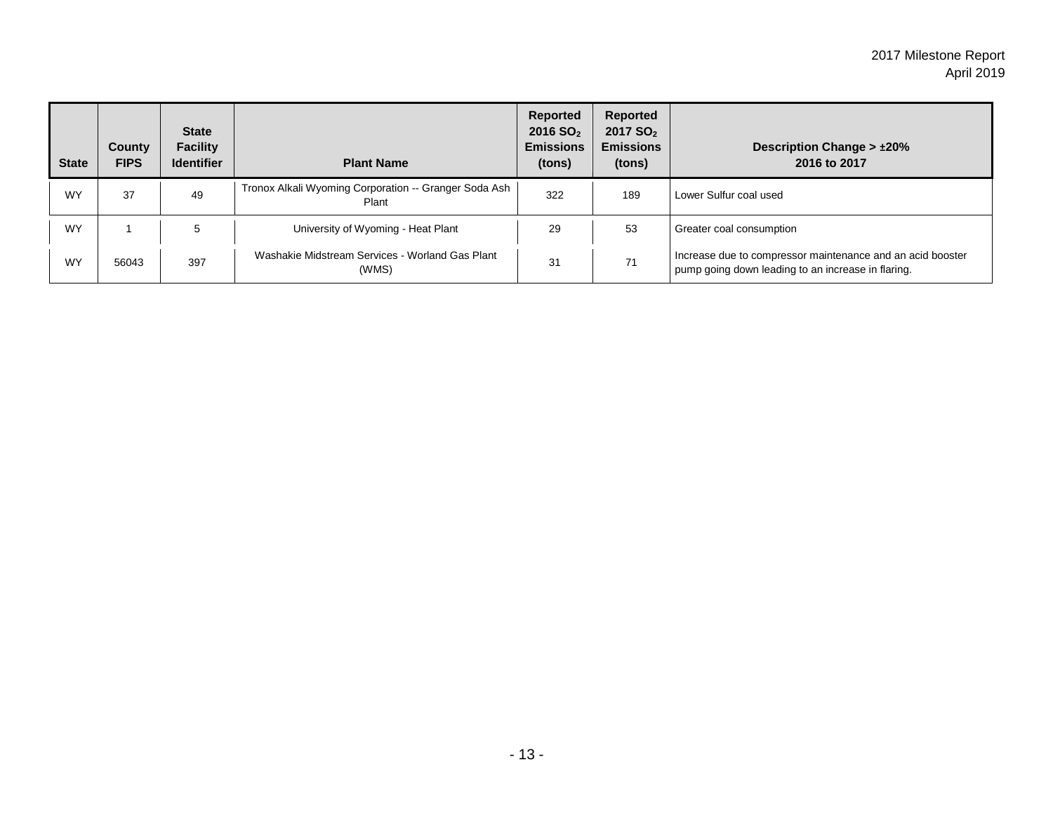| State | County FIPS | State Facility Identifier | Plant Name | Reported 2016 $SO_2$ Emissions (tons) | Reported 2017 $SO_2$ Emissions (tons) | Description Change > ±20% 2016 to 2017 |
|---|---|---|---|---|---|---|
| WY | 37 | 49 | Tronox Alkali Wyoming Corporation -- Granger Soda Ash Plant | 322 | 189 | Lower Sulfur coal used |
| WY | 1 | 5 | University of Wyoming - Heat Plant | 29 | 53 | Greater coal consumption |
| WY | 56043 | 397 | Washakie Midstream Services - Worland Gas Plant (WMS) | 31 | 71 | Increase due to compressor maintenance and an acid booster pump going down leading to an increase in flaring. |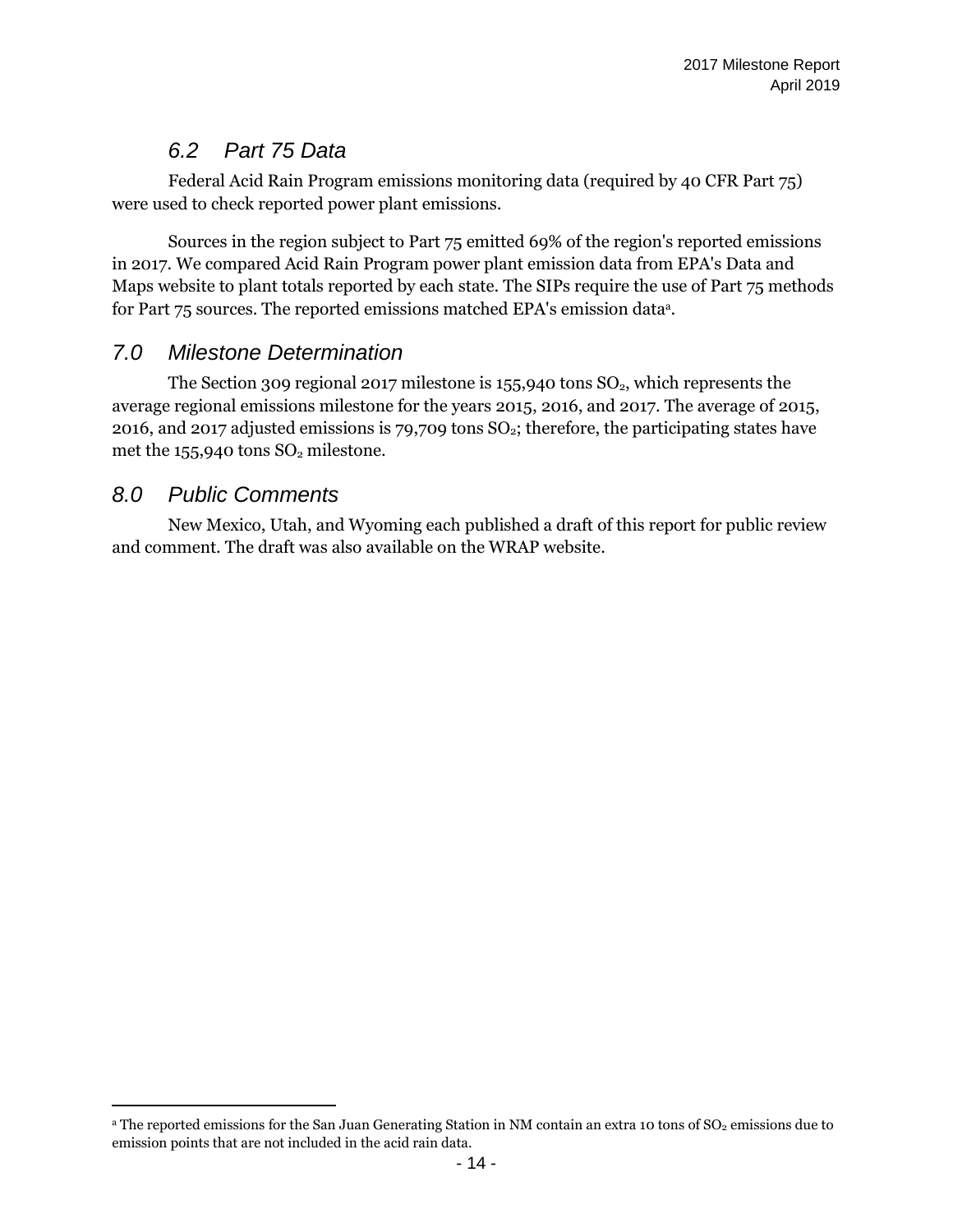### 6.2 Part 75 Data

Federal Acid Rain Program emissions monitoring data (required by 40 CFR Part 75) were used to check reported power plant emissions.

Sources in the region subject to Part 75 emitted 69% of the region's reported emissions in 2017. We compared Acid Rain Program power plant emission data from EPA's Data and Maps website to plant totals reported by each state. The SIPs require the use of Part 75 methods for Part 75 sources. The reported emissions matched EPA's emission data[a].

## 7.0 Milestone Determination

The Section 309 regional 2017 milestone is 155,940 tons $SO_2$, which represents the average regional emissions milestone for the years 2015, 2016, and 2017. The average of 2015, 2016, and 2017 adjusted emissions is 79,709 tons $SO_2$; therefore, the participating states have met the 155,940 tons $SO_2$ milestone.

## 8.0 Public Comments

New Mexico, Utah, and Wyoming each published a draft of this report for public review and comment. The draft was also available on the WRAP website.

---

[a] The reported emissions for the San Juan Generating Station in NM contain an extra 10 tons of $SO_2$ emissions due to emission points that are not included in the acid rain data.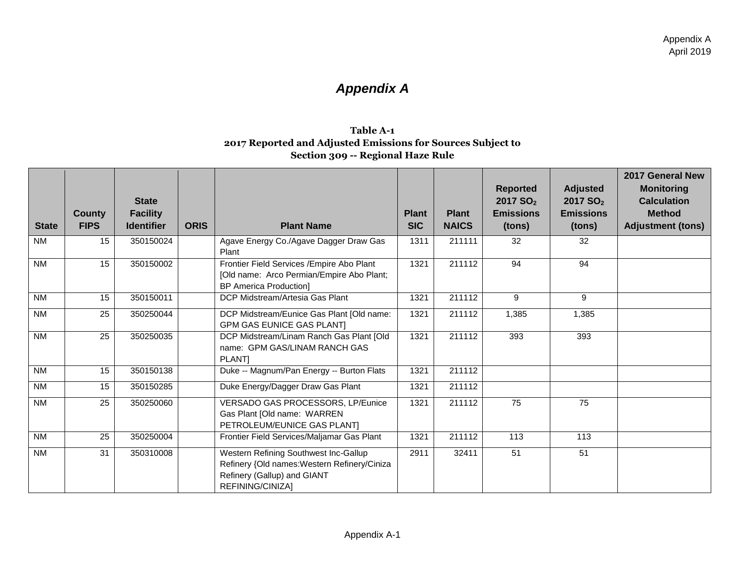# *Appendix A*

**Table A-1**
**2017 Reported and Adjusted Emissions for Sources Subject to Section 309 -- Regional Haze Rule**

| State | County FIPS | State Facility Identifier | ORIS | Plant Name | Plant SIC | Plant NAICS | Reported 2017 $SO_2$ Emissions (tons) | Adjusted 2017 $SO_2$ Emissions (tons) | 2017 General New Monitoring Calculation Method Adjustment (tons) |
|---|---|---|---|---|---|---|---|---|---|
| NM | 15 | 350150024 | | Agave Energy Co./Agave Dagger Draw Gas Plant | 1311 | 211111 | 32 | 32 | |
| NM | 15 | 350150002 | | Frontier Field Services /Empire Abo Plant [Old name: Arco Permian/Empire Abo Plant; BP America Production] | 1321 | 211112 | 94 | 94 | |
| NM | 15 | 350150011 | | DCP Midstream/Artesia Gas Plant | 1321 | 211112 | 9 | 9 | |
| NM | 25 | 350250044 | | DCP Midstream/Eunice Gas Plant [Old name: GPM GAS EUNICE GAS PLANT] | 1321 | 211112 | 1,385 | 1,385 | |
| NM | 25 | 350250035 | | DCP Midstream/Linam Ranch Gas Plant [Old name: GPM GAS/LINAM RANCH GAS PLANT] | 1321 | 211112 | 393 | 393 | |
| NM | 15 | 350150138 | | Duke -- Magnum/Pan Energy -- Burton Flats | 1321 | 211112 | | | |
| NM | 15 | 350150285 | | Duke Energy/Dagger Draw Gas Plant | 1321 | 211112 | | | |
| NM | 25 | 350250060 | | VERSADO GAS PROCESSORS, LP/Eunice Gas Plant [Old name: WARREN PETROLEUM/EUNICE GAS PLANT] | 1321 | 211112 | 75 | 75 | |
| NM | 25 | 350250004 | | Frontier Field Services/Maljamar Gas Plant | 1321 | 211112 | 113 | 113 | |
| NM | 31 | 350310008 | | Western Refining Southwest Inc-Gallup Refinery {Old names:Western Refinery/Ciniza Refinery (Gallup) and GIANT REFINING/CINIZA] | 2911 | 32411 | 51 | 51 | |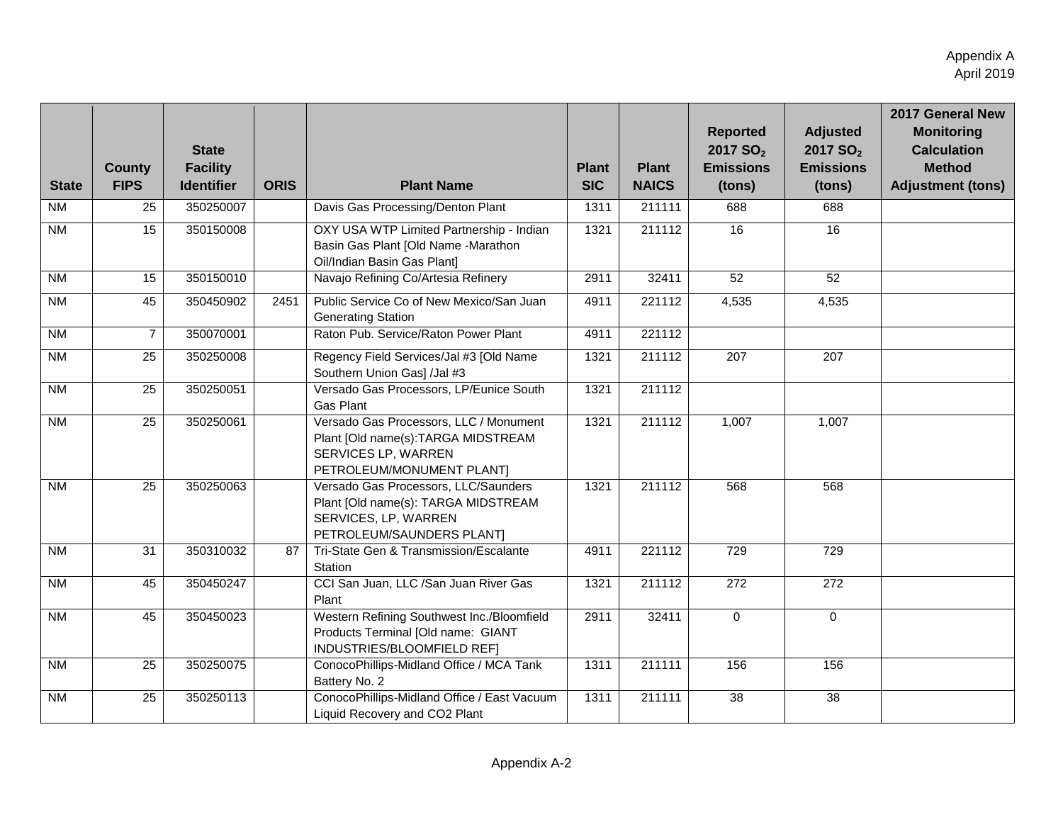| State | County FIPS | State Facility Identifier | ORIS | Plant Name | Plant SIC | Plant NAICS | Reported 2017 $SO_2$ Emissions (tons) | Adjusted 2017 $SO_2$ Emissions (tons) | 2017 General New Monitoring Calculation Method Adjustment (tons) |
|---|---|---|---|---|---|---|---|---|---|
| NM | 25 | 350250007 | | Davis Gas Processing/Denton Plant | 1311 | 211111 | 688 | 688 | |
| NM | 15 | 350150008 | | OXY USA WTP Limited Partnership - Indian Basin Gas Plant [Old Name -Marathon Oil/Indian Basin Gas Plant] | 1321 | 211112 | 16 | 16 | |
| NM | 15 | 350150010 | | Navajo Refining Co/Artesia Refinery | 2911 | 32411 | 52 | 52 | |
| NM | 45 | 350450902 | 2451 | Public Service Co of New Mexico/San Juan Generating Station | 4911 | 221112 | 4,535 | 4,535 | |
| NM | 7 | 350070001 | | Raton Pub. Service/Raton Power Plant | 4911 | 221112 | | | |
| NM | 25 | 350250008 | | Regency Field Services/Jal #3 [Old Name Southern Union Gas] /Jal #3 | 1321 | 211112 | 207 | 207 | |
| NM | 25 | 350250051 | | Versado Gas Processors, LP/Eunice South Gas Plant | 1321 | 211112 | | | |
| NM | 25 | 350250061 | | Versado Gas Processors, LLC / Monument Plant [Old name(s):TARGA MIDSTREAM SERVICES LP, WARREN PETROLEUM/MONUMENT PLANT] | 1321 | 211112 | 1,007 | 1,007 | |
| NM | 25 | 350250063 | | Versado Gas Processors, LLC/Saunders Plant [Old name(s): TARGA MIDSTREAM SERVICES, LP, WARREN PETROLEUM/SAUNDERS PLANT] | 1321 | 211112 | 568 | 568 | |
| NM | 31 | 350310032 | 87 | Tri-State Gen & Transmission/Escalante Station | 4911 | 221112 | 729 | 729 | |
| NM | 45 | 350450247 | | CCI San Juan, LLC /San Juan River Gas Plant | 1321 | 211112 | 272 | 272 | |
| NM | 45 | 350450023 | | Western Refining Southwest Inc./Bloomfield Products Terminal [Old name: GIANT INDUSTRIES/BLOOMFIELD REF] | 2911 | 32411 | 0 | 0 | |
| NM | 25 | 350250075 | | ConocoPhillips-Midland Office / MCA Tank Battery No. 2 | 1311 | 211111 | 156 | 156 | |
| NM | 25 | 350250113 | | ConocoPhillips-Midland Office / East Vacuum Liquid Recovery and CO2 Plant | 1311 | 211111 | 38 | 38 | |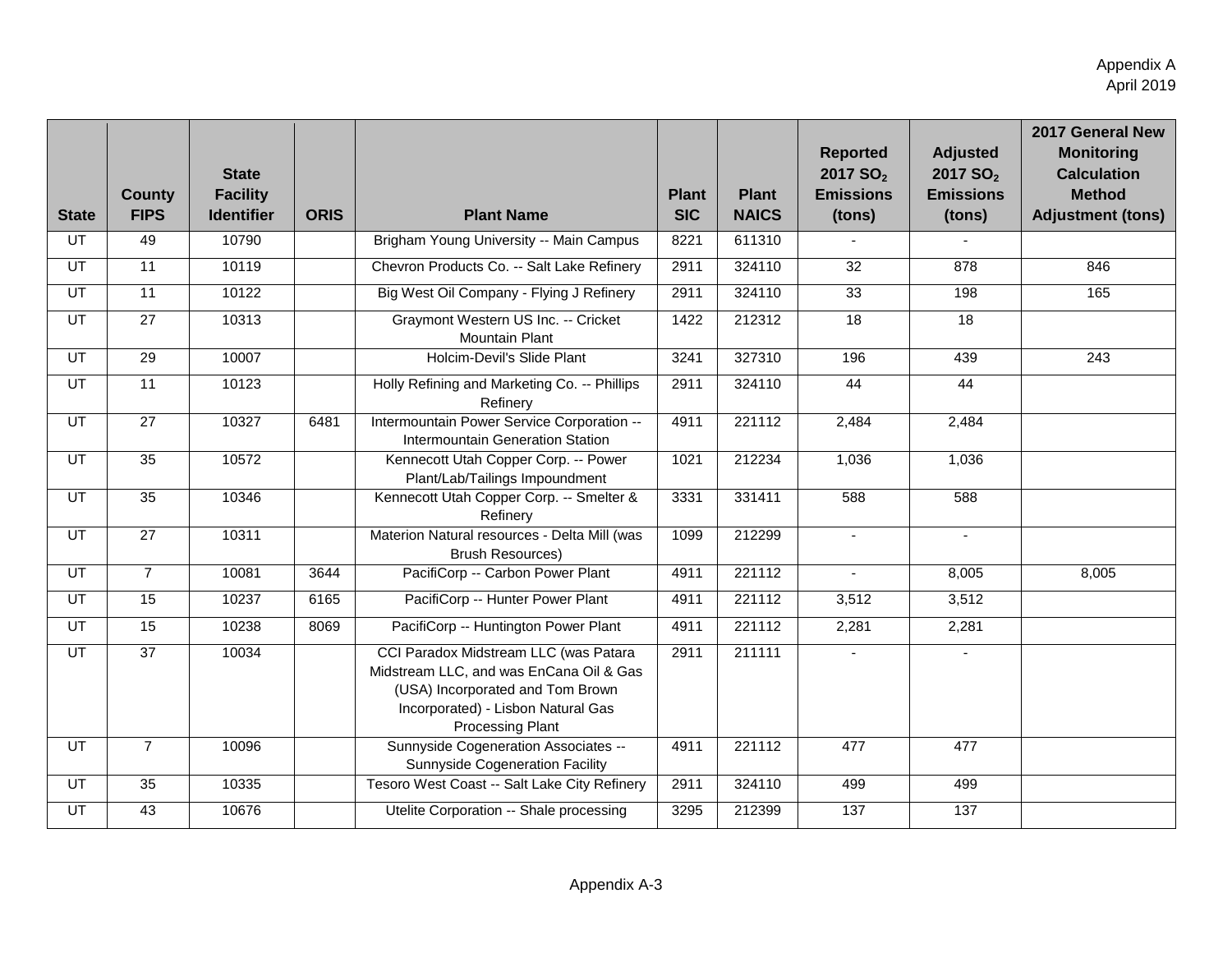| State | County FIPS | State Facility Identifier | ORIS | Plant Name | Plant SIC | Plant NAICS | Reported 2017 $SO_2$ Emissions (tons) | Adjusted 2017 $SO_2$ Emissions (tons) | 2017 General New Monitoring Calculation Method Adjustment (tons) |
|---|---|---|---|---|---|---|---|---|---|
| UT | 49 | 10790 | | Brigham Young University -- Main Campus | 8221 | 611310 | - | - | |
| UT | 11 | 10119 | | Chevron Products Co. -- Salt Lake Refinery | 2911 | 324110 | 32 | 878 | 846 |
| UT | 11 | 10122 | | Big West Oil Company - Flying J Refinery | 2911 | 324110 | 33 | 198 | 165 |
| UT | 27 | 10313 | | Graymont Western US Inc. -- Cricket Mountain Plant | 1422 | 212312 | 18 | 18 | |
| UT | 29 | 10007 | | Holcim-Devil's Slide Plant | 3241 | 327310 | 196 | 439 | 243 |
| UT | 11 | 10123 | | Holly Refining and Marketing Co. -- Phillips Refinery | 2911 | 324110 | 44 | 44 | |
| UT | 27 | 10327 | 6481 | Intermountain Power Service Corporation -- Intermountain Generation Station | 4911 | 221112 | 2,484 | 2,484 | |
| UT | 35 | 10572 | | Kennecott Utah Copper Corp. -- Power Plant/Lab/Tailings Impoundment | 1021 | 212234 | 1,036 | 1,036 | |
| UT | 35 | 10346 | | Kennecott Utah Copper Corp. -- Smelter & Refinery | 3331 | 331411 | 588 | 588 | |
| UT | 27 | 10311 | | Materion Natural resources - Delta Mill (was Brush Resources) | 1099 | 212299 | - | - | |
| UT | 7 | 10081 | 3644 | PacifiCorp -- Carbon Power Plant | 4911 | 221112 | - | 8,005 | 8,005 |
| UT | 15 | 10237 | 6165 | PacifiCorp -- Hunter Power Plant | 4911 | 221112 | 3,512 | 3,512 | |
| UT | 15 | 10238 | 8069 | PacifiCorp -- Huntington Power Plant | 4911 | 221112 | 2,281 | 2,281 | |
| UT | 37 | 10034 | | CCI Paradox Midstream LLC (was Patara Midstream LLC, and was EnCana Oil & Gas (USA) Incorporated and Tom Brown Incorporated) - Lisbon Natural Gas Processing Plant | 2911 | 211111 | - | - | |
| UT | 7 | 10096 | | Sunnyside Cogeneration Associates -- Sunnyside Cogeneration Facility | 4911 | 221112 | 477 | 477 | |
| UT | 35 | 10335 | | Tesoro West Coast -- Salt Lake City Refinery | 2911 | 324110 | 499 | 499 | |
| UT | 43 | 10676 | | Utelite Corporation -- Shale processing | 3295 | 212399 | 137 | 137 | |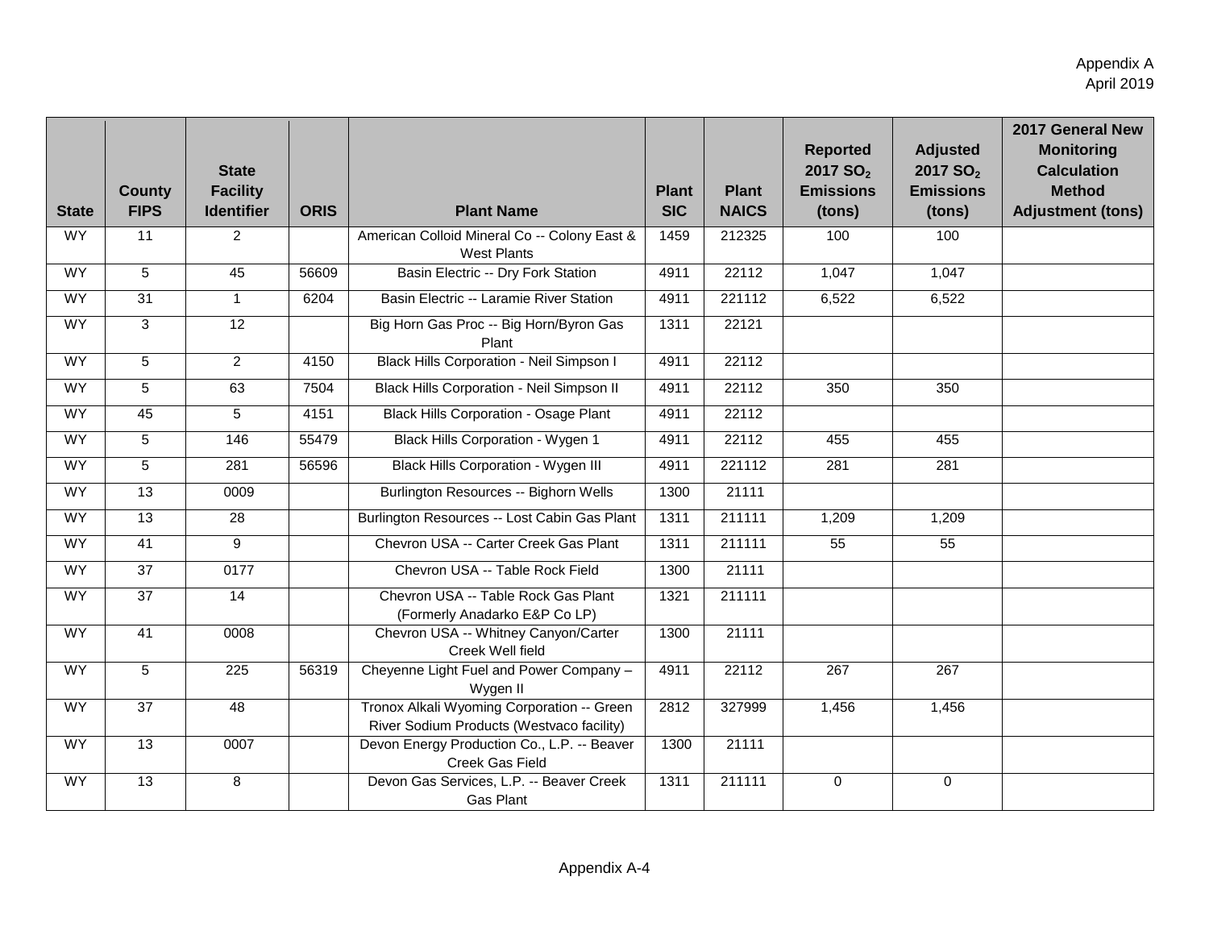Appendix A
April 2019

| State | County FIPS | State Facility Identifier | ORIS | Plant Name | Plant SIC | Plant NAICS | Reported 2017 $SO_2$ Emissions (tons) | Adjusted 2017 $SO_2$ Emissions (tons) | 2017 General New Monitoring Calculation Method Adjustment (tons) |
|---|---|---|---|---|---|---|---|---|---|
| WY | 11 | 2 | | American Colloid Mineral Co -- Colony East & West Plants | 1459 | 212325 | 100 | 100 | |
| WY | 5 | 45 | 56609 | Basin Electric -- Dry Fork Station | 4911 | 22112 | 1,047 | 1,047 | |
| WY | 31 | 1 | 6204 | Basin Electric -- Laramie River Station | 4911 | 221112 | 6,522 | 6,522 | |
| WY | 3 | 12 | | Big Horn Gas Proc -- Big Horn/Byron Gas Plant | 1311 | 22121 | | | |
| WY | 5 | 2 | 4150 | Black Hills Corporation - Neil Simpson I | 4911 | 22112 | | | |
| WY | 5 | 63 | 7504 | Black Hills Corporation - Neil Simpson II | 4911 | 22112 | 350 | 350 | |
| WY | 45 | 5 | 4151 | Black Hills Corporation - Osage Plant | 4911 | 22112 | | | |
| WY | 5 | 146 | 55479 | Black Hills Corporation - Wygen 1 | 4911 | 22112 | 455 | 455 | |
| WY | 5 | 281 | 56596 | Black Hills Corporation - Wygen III | 4911 | 221112 | 281 | 281 | |
| WY | 13 | 0009 | | Burlington Resources -- Bighorn Wells | 1300 | 21111 | | | |
| WY | 13 | 28 | | Burlington Resources -- Lost Cabin Gas Plant | 1311 | 211111 | 1,209 | 1,209 | |
| WY | 41 | 9 | | Chevron USA -- Carter Creek Gas Plant | 1311 | 211111 | 55 | 55 | |
| WY | 37 | 0177 | | Chevron USA -- Table Rock Field | 1300 | 21111 | | | |
| WY | 37 | 14 | | Chevron USA -- Table Rock Gas Plant (Formerly Anadarko E&P Co LP) | 1321 | 211111 | | | |
| WY | 41 | 0008 | | Chevron USA -- Whitney Canyon/Carter Creek Well field | 1300 | 21111 | | | |
| WY | 5 | 225 | 56319 | Cheyenne Light Fuel and Power Company – Wygen II | 4911 | 22112 | 267 | 267 | |
| WY | 37 | 48 | | Tronox Alkali Wyoming Corporation -- Green River Sodium Products (Westvaco facility) | 2812 | 327999 | 1,456 | 1,456 | |
| WY | 13 | 0007 | | Devon Energy Production Co., L.P. -- Beaver Creek Gas Field | 1300 | 21111 | | | |
| WY | 13 | 8 | | Devon Gas Services, L.P. -- Beaver Creek Gas Plant | 1311 | 211111 | 0 | 0 | |

Appendix A-4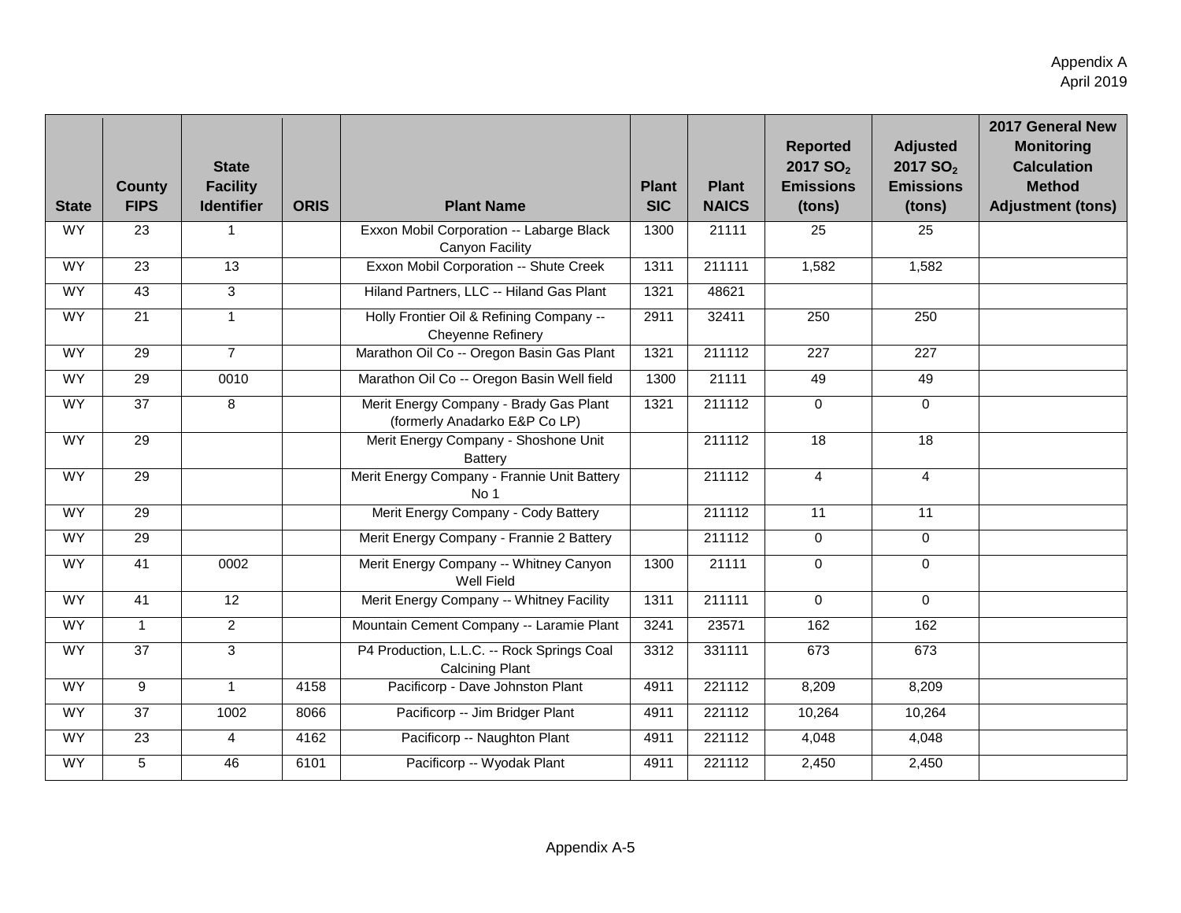Appendix A
April 2019

| State | County FIPS | State Facility Identifier | ORIS | Plant Name | Plant SIC | Plant NAICS | Reported 2017 $SO_2$ Emissions (tons) | Adjusted 2017 $SO_2$ Emissions (tons) | 2017 General New Monitoring Calculation Method Adjustment (tons) |
|---|---|---|---|---|---|---|---|---|---|
| WY | 23 | 1 | | Exxon Mobil Corporation -- Labarge Black Canyon Facility | 1300 | 21111 | 25 | 25 | |
| WY | 23 | 13 | | Exxon Mobil Corporation -- Shute Creek | 1311 | 211111 | 1,582 | 1,582 | |
| WY | 43 | 3 | | Hiland Partners, LLC -- Hiland Gas Plant | 1321 | 48621 | | | |
| WY | 21 | 1 | | Holly Frontier Oil & Refining Company -- Cheyenne Refinery | 2911 | 32411 | 250 | 250 | |
| WY | 29 | 7 | | Marathon Oil Co -- Oregon Basin Gas Plant | 1321 | 211112 | 227 | 227 | |
| WY | 29 | 0010 | | Marathon Oil Co -- Oregon Basin Well field | 1300 | 21111 | 49 | 49 | |
| WY | 37 | 8 | | Merit Energy Company - Brady Gas Plant (formerly Anadarko E&P Co LP) | 1321 | 211112 | 0 | 0 | |
| WY | 29 | | | Merit Energy Company - Shoshone Unit Battery | | 211112 | 18 | 18 | |
| WY | 29 | | | Merit Energy Company - Frannie Unit Battery No 1 | | 211112 | 4 | 4 | |
| WY | 29 | | | Merit Energy Company - Cody Battery | | 211112 | 11 | 11 | |
| WY | 29 | | | Merit Energy Company - Frannie 2 Battery | | 211112 | 0 | 0 | |
| WY | 41 | 0002 | | Merit Energy Company -- Whitney Canyon Well Field | 1300 | 21111 | 0 | 0 | |
| WY | 41 | 12 | | Merit Energy Company -- Whitney Facility | 1311 | 211111 | 0 | 0 | |
| WY | 1 | 2 | | Mountain Cement Company -- Laramie Plant | 3241 | 23571 | 162 | 162 | |
| WY | 37 | 3 | | P4 Production, L.L.C. -- Rock Springs Coal Calcining Plant | 3312 | 331111 | 673 | 673 | |
| WY | 9 | 1 | 4158 | Pacificorp - Dave Johnston Plant | 4911 | 221112 | 8,209 | 8,209 | |
| WY | 37 | 1002 | 8066 | Pacificorp -- Jim Bridger Plant | 4911 | 221112 | 10,264 | 10,264 | |
| WY | 23 | 4 | 4162 | Pacificorp -- Naughton Plant | 4911 | 221112 | 4,048 | 4,048 | |
| WY | 5 | 46 | 6101 | Pacificorp -- Wyodak Plant | 4911 | 221112 | 2,450 | 2,450 | |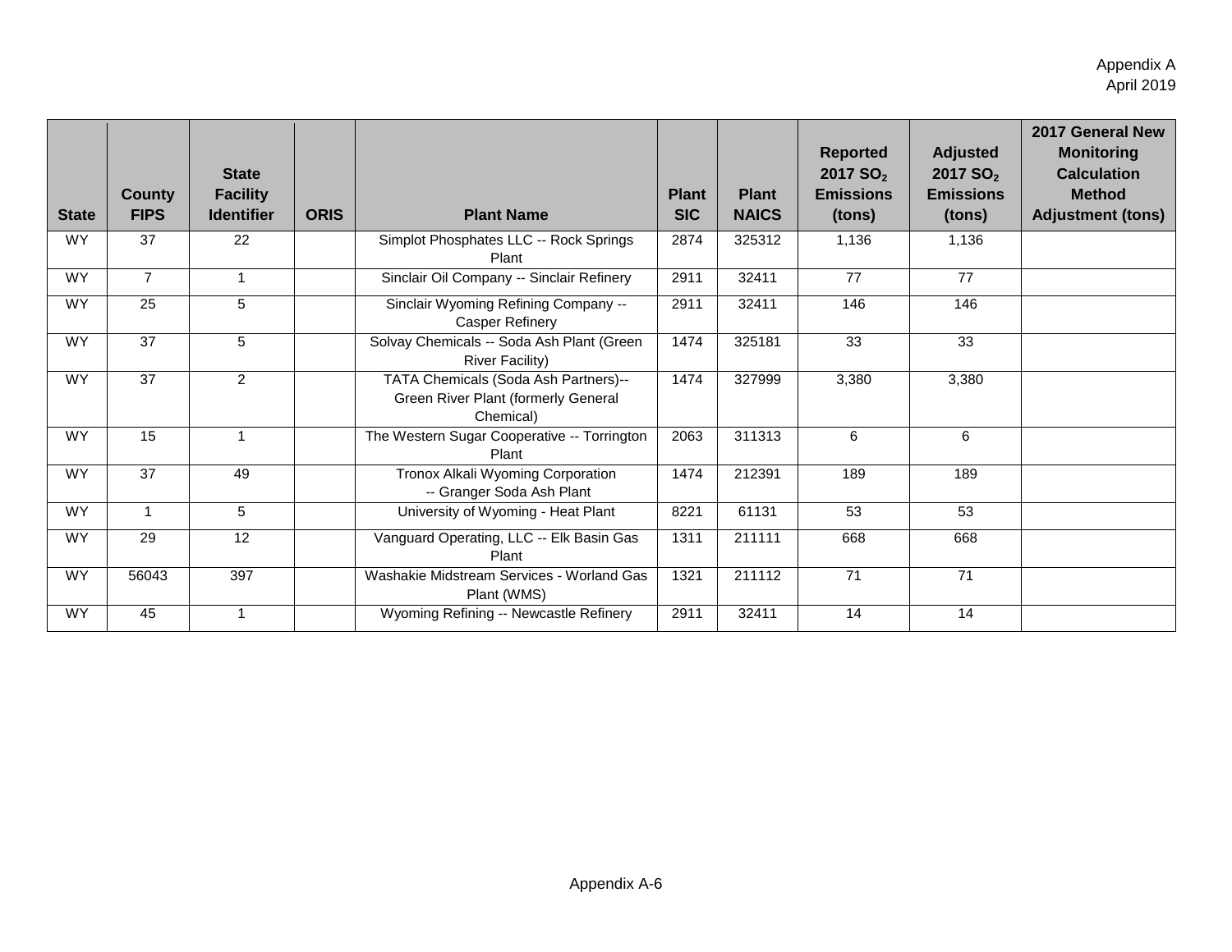| State | County FIPS | State Facility Identifier | ORIS | Plant Name | Plant SIC | Plant NAICS | Reported 2017 $SO_2$ Emissions (tons) | Adjusted 2017 $SO_2$ Emissions (tons) | 2017 General New Monitoring Calculation Method Adjustment (tons) |
|---|---|---|---|---|---|---|---|---|---|
| WY | 37 | 22 | | Simplot Phosphates LLC -- Rock Springs Plant | 2874 | 325312 | 1,136 | 1,136 | |
| WY | 7 | 1 | | Sinclair Oil Company -- Sinclair Refinery | 2911 | 32411 | 77 | 77 | |
| WY | 25 | 5 | | Sinclair Wyoming Refining Company -- Casper Refinery | 2911 | 32411 | 146 | 146 | |
| WY | 37 | 5 | | Solvay Chemicals -- Soda Ash Plant (Green River Facility) | 1474 | 325181 | 33 | 33 | |
| WY | 37 | 2 | | TATA Chemicals (Soda Ash Partners)-- Green River Plant (formerly General Chemical) | 1474 | 327999 | 3,380 | 3,380 | |
| WY | 15 | 1 | | The Western Sugar Cooperative -- Torrington Plant | 2063 | 311313 | 6 | 6 | |
| WY | 37 | 49 | | Tronox Alkali Wyoming Corporation -- Granger Soda Ash Plant | 1474 | 212391 | 189 | 189 | |
| WY | 1 | 5 | | University of Wyoming - Heat Plant | 8221 | 61131 | 53 | 53 | |
| WY | 29 | 12 | | Vanguard Operating, LLC -- Elk Basin Gas Plant | 1311 | 211111 | 668 | 668 | |
| WY | 56043 | 397 | | Washakie Midstream Services - Worland Gas Plant (WMS) | 1321 | 211112 | 71 | 71 | |
| WY | 45 | 1 | | Wyoming Refining -- Newcastle Refinery | 2911 | 32411 | 14 | 14 | |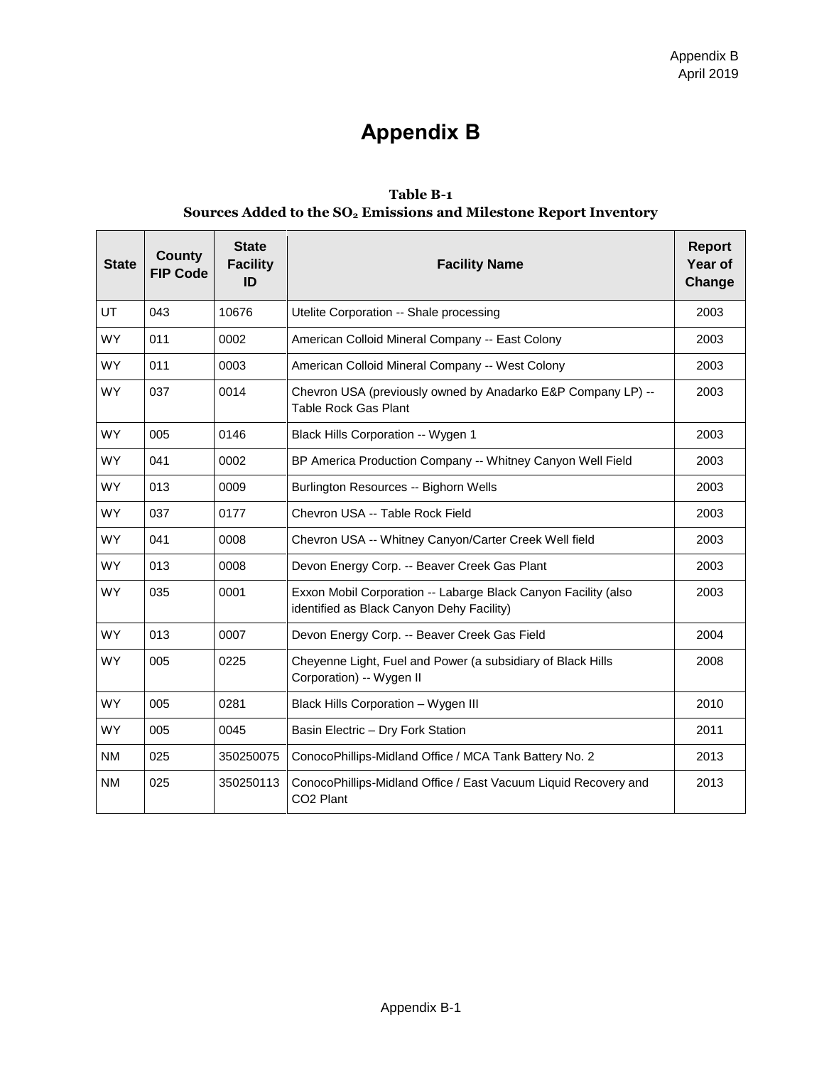# Appendix B

**Table B-1**
**Sources Added to the $SO_2$ Emissions and Milestone Report Inventory**

| State | County FIP Code | State Facility ID | Facility Name | Report Year of Change |
|---|---|---|---|---|
| UT | 043 | 10676 | Utelite Corporation -- Shale processing | 2003 |
| WY | 011 | 0002 | American Colloid Mineral Company -- East Colony | 2003 |
| WY | 011 | 0003 | American Colloid Mineral Company -- West Colony | 2003 |
| WY | 037 | 0014 | Chevron USA (previously owned by Anadarko E&P Company LP) -- Table Rock Gas Plant | 2003 |
| WY | 005 | 0146 | Black Hills Corporation -- Wygen 1 | 2003 |
| WY | 041 | 0002 | BP America Production Company -- Whitney Canyon Well Field | 2003 |
| WY | 013 | 0009 | Burlington Resources -- Bighorn Wells | 2003 |
| WY | 037 | 0177 | Chevron USA -- Table Rock Field | 2003 |
| WY | 041 | 0008 | Chevron USA -- Whitney Canyon/Carter Creek Well field | 2003 |
| WY | 013 | 0008 | Devon Energy Corp. -- Beaver Creek Gas Plant | 2003 |
| WY | 035 | 0001 | Exxon Mobil Corporation -- Labarge Black Canyon Facility (also identified as Black Canyon Dehy Facility) | 2003 |
| WY | 013 | 0007 | Devon Energy Corp. -- Beaver Creek Gas Field | 2004 |
| WY | 005 | 0225 | Cheyenne Light, Fuel and Power (a subsidiary of Black Hills Corporation) -- Wygen II | 2008 |
| WY | 005 | 0281 | Black Hills Corporation – Wygen III | 2010 |
| WY | 005 | 0045 | Basin Electric – Dry Fork Station | 2011 |
| NM | 025 | 350250075 | ConocoPhillips-Midland Office / MCA Tank Battery No. 2 | 2013 |
| NM | 025 | 350250113 | ConocoPhillips-Midland Office / East Vacuum Liquid Recovery and $CO_2$ Plant | 2013 |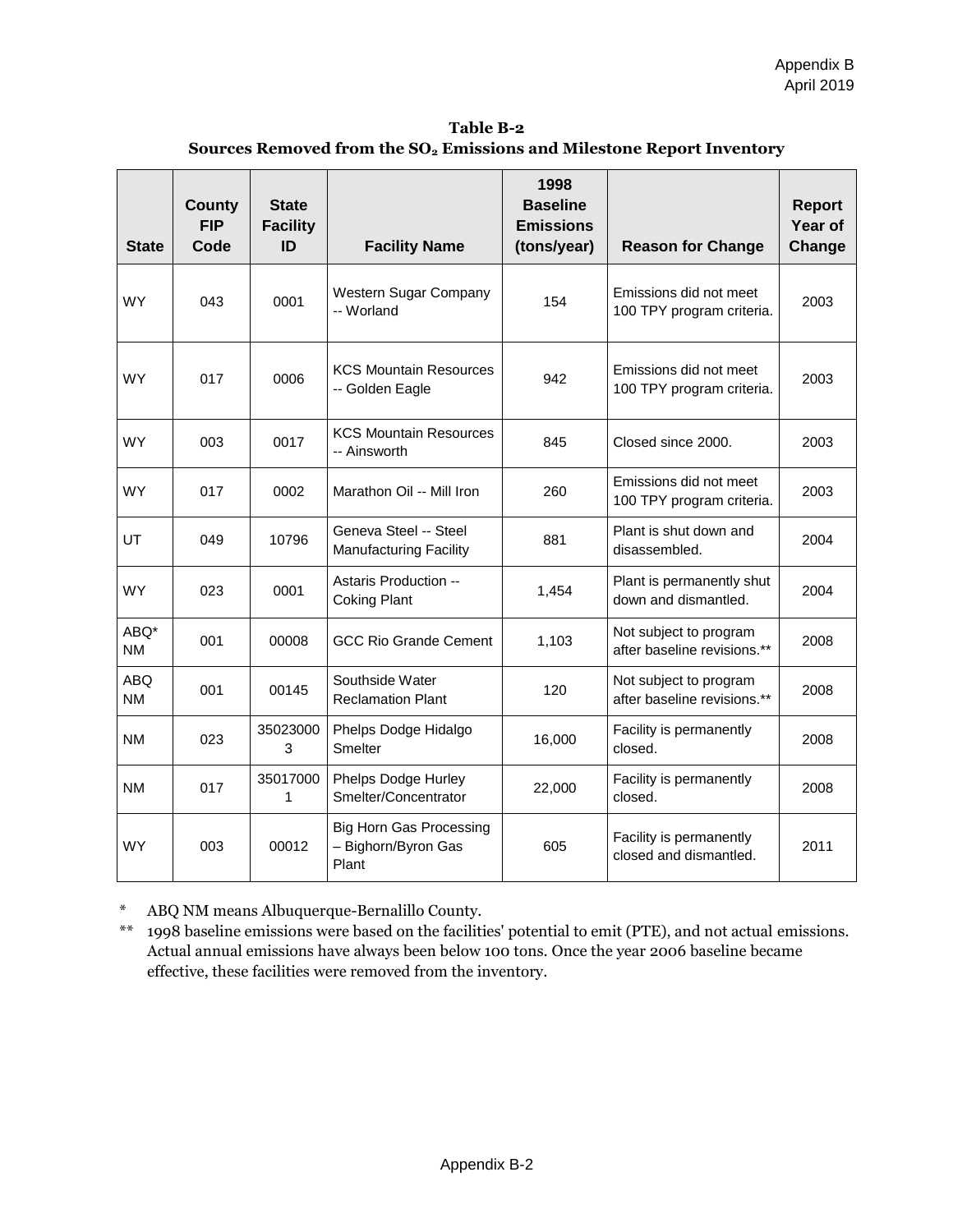**Table B-2**
**Sources Removed from the $SO_2$ Emissions and Milestone Report Inventory**

| State | County FIP Code | State Facility ID | Facility Name | 1998 Baseline Emissions (tons/year) | Reason for Change | Report Year of Change |
|---|---|---|---|---|---|---|
| WY | 043 | 0001 | Western Sugar Company -- Worland | 154 | Emissions did not meet 100 TPY program criteria. | 2003 |
| WY | 017 | 0006 | KCS Mountain Resources -- Golden Eagle | 942 | Emissions did not meet 100 TPY program criteria. | 2003 |
| WY | 003 | 0017 | KCS Mountain Resources -- Ainsworth | 845 | Closed since 2000. | 2003 |
| WY | 017 | 0002 | Marathon Oil -- Mill Iron | 260 | Emissions did not meet 100 TPY program criteria. | 2003 |
| UT | 049 | 10796 | Geneva Steel -- Steel Manufacturing Facility | 881 | Plant is shut down and disassembled. | 2004 |
| WY | 023 | 0001 | Astaris Production -- Coking Plant | 1,454 | Plant is permanently shut down and dismantled. | 2004 |
| ABQ* NM | 001 | 00008 | GCC Rio Grande Cement | 1,103 | Not subject to program after baseline revisions.** | 2008 |
| ABQ NM | 001 | 00145 | Southside Water Reclamation Plant | 120 | Not subject to program after baseline revisions.** | 2008 |
| NM | 023 | 350230003 | Phelps Dodge Hidalgo Smelter | 16,000 | Facility is permanently closed. | 2008 |
| NM | 017 | 350170001 | Phelps Dodge Hurley Smelter/Concentrator | 22,000 | Facility is permanently closed. | 2008 |
| WY | 003 | 00012 | Big Horn Gas Processing – Bighorn/Byron Gas Plant | 605 | Facility is permanently closed and dismantled. | 2011 |

\* ABQ NM means Albuquerque-Bernalillo County.

\*\* 1998 baseline emissions were based on the facilities' potential to emit (PTE), and not actual emissions. Actual annual emissions have always been below 100 tons. Once the year 2006 baseline became effective, these facilities were removed from the inventory.